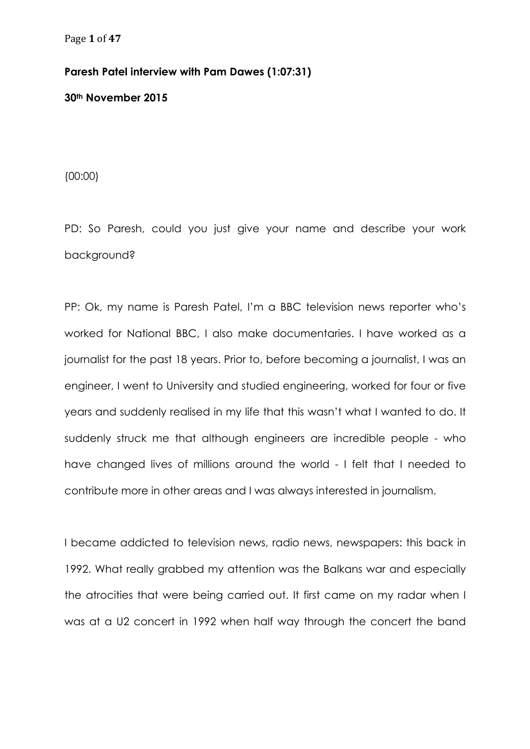**Paresh Patel interview with Pam Dawes (1:07:31)**

**30th November 2015**

(00:00)

PD: So Paresh, could you just give your name and describe your work background?

PP: Ok, my name is Paresh Patel, I'm a BBC television news reporter who's worked for National BBC, I also make documentaries. I have worked as a journalist for the past 18 years. Prior to, before becoming a journalist, I was an engineer, I went to University and studied engineering, worked for four or five years and suddenly realised in my life that this wasn't what I wanted to do. It suddenly struck me that although engineers are incredible people - who have changed lives of millions around the world - I felt that I needed to contribute more in other areas and I was always interested in journalism.

I became addicted to television news, radio news, newspapers: this back in 1992. What really grabbed my attention was the Balkans war and especially the atrocities that were being carried out. It first came on my radar when I was at a U2 concert in 1992 when half way through the concert the band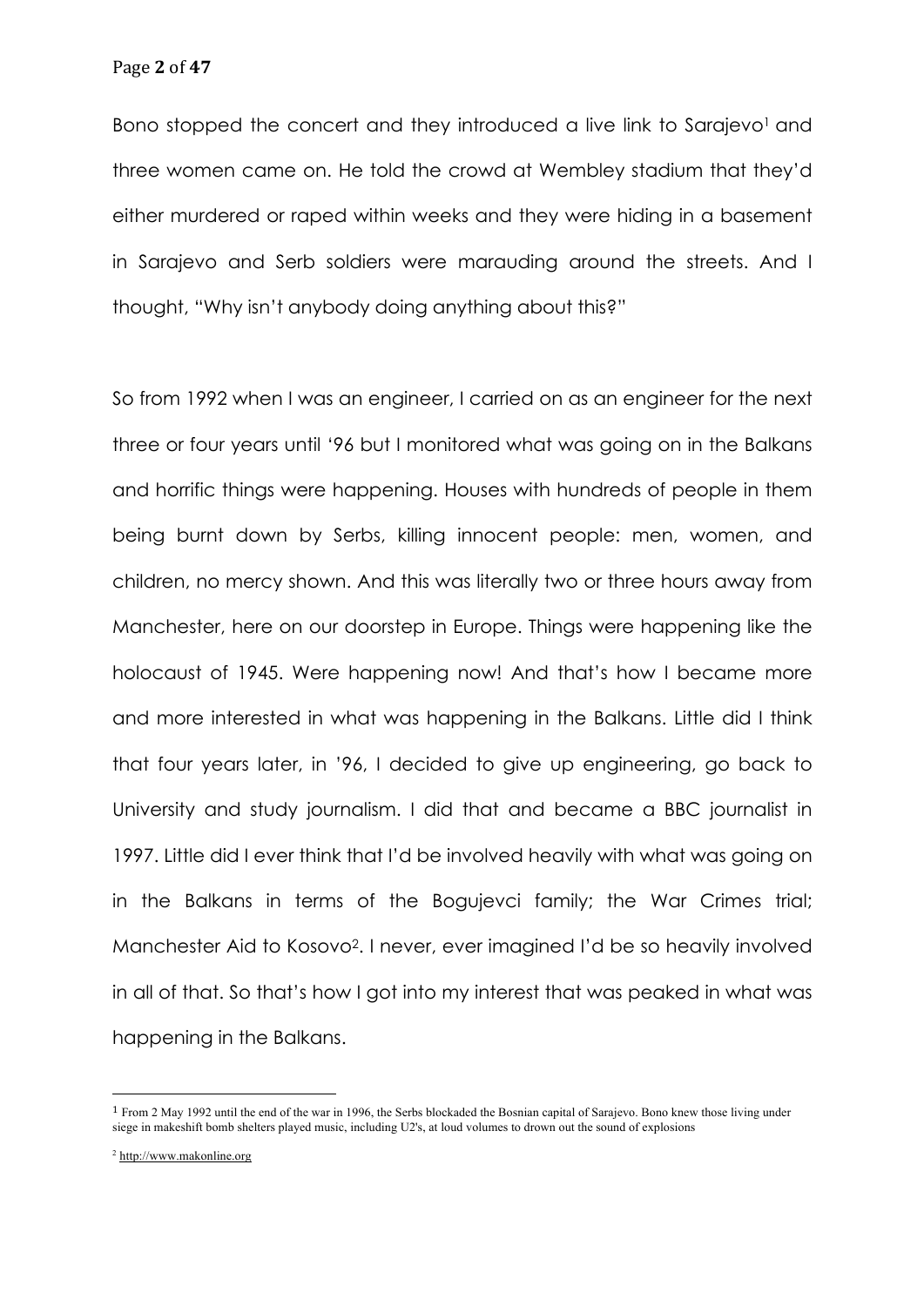Bono stopped the concert and they introduced a live link to Sarajevo[1] and three women came on. He told the crowd at Wembley stadium that they'd either murdered or raped within weeks and they were hiding in a basement in Sarajevo and Serb soldiers were marauding around the streets. And I thought, "Why isn't anybody doing anything about this?"

So from 1992 when I was an engineer, I carried on as an engineer for the next three or four years until '96 but I monitored what was going on in the Balkans and horrific things were happening. Houses with hundreds of people in them being burnt down by Serbs, killing innocent people: men, women, and children, no mercy shown. And this was literally two or three hours away from Manchester, here on our doorstep in Europe. Things were happening like the holocaust of 1945. Were happening now! And that's how I became more and more interested in what was happening in the Balkans. Little did I think that four years later, in '96, I decided to give up engineering, go back to University and study journalism. I did that and became a BBC journalist in 1997. Little did I ever think that I'd be involved heavily with what was going on in the Balkans in terms of the Bogujevci family; the War Crimes trial; Manchester Aid to Kosovo[2]. I never, ever imagined I'd be so heavily involved in all of that. So that's how I got into my interest that was peaked in what was happening in the Balkans.

---

[1] From 2 May 1992 until the end of the war in 1996, the Serbs blockaded the Bosnian capital of Sarajevo. Bono knew those living under siege in makeshift bomb shelters played music, including U2's, at loud volumes to drown out the sound of explosions

[2] http://www.makonline.org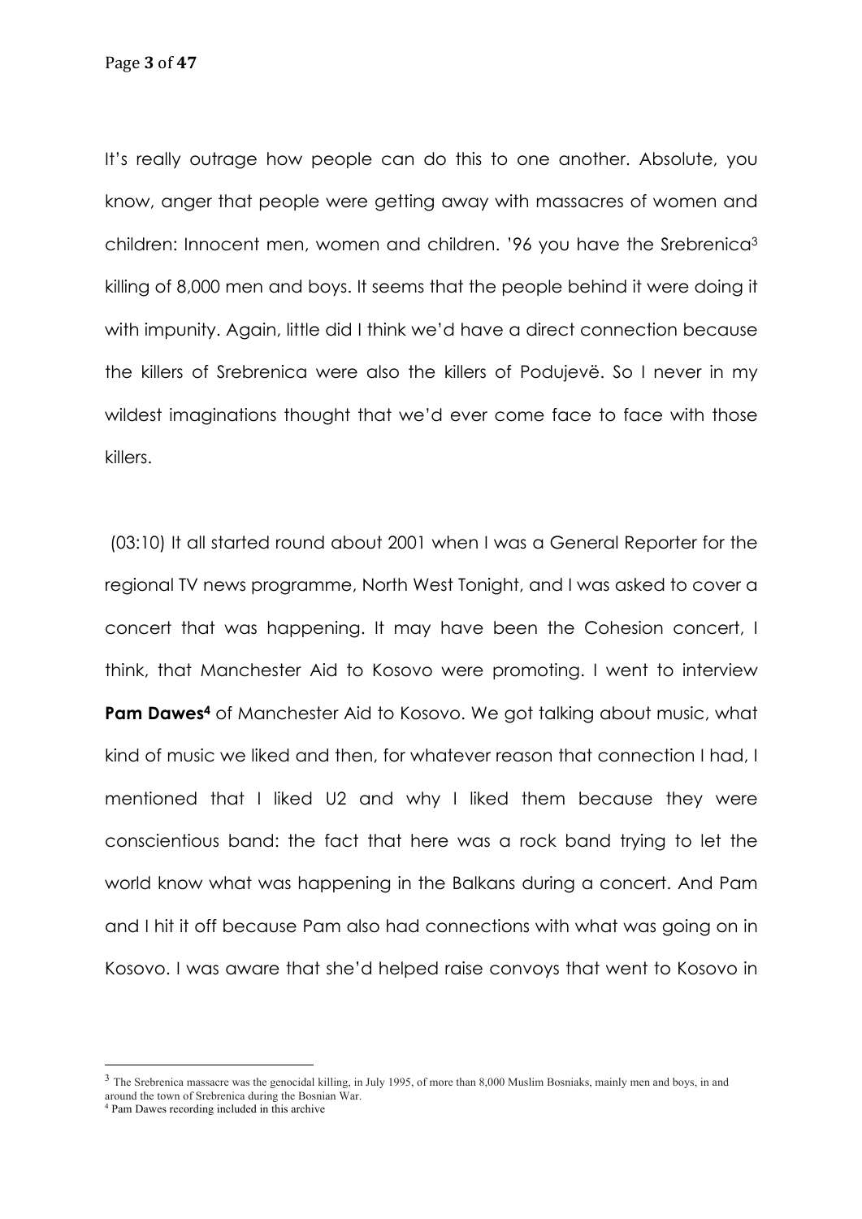It's really outrage how people can do this to one another. Absolute, you know, anger that people were getting away with massacres of women and children: Innocent men, women and children. '96 you have the Srebrenica[3] killing of 8,000 men and boys. It seems that the people behind it were doing it with impunity. Again, little did I think we'd have a direct connection because the killers of Srebrenica were also the killers of Podujevë. So I never in my wildest imaginations thought that we'd ever come face to face with those killers.

(03:10) It all started round about 2001 when I was a General Reporter for the regional TV news programme, North West Tonight, and I was asked to cover a concert that was happening. It may have been the Cohesion concert, I think, that Manchester Aid to Kosovo were promoting. I went to interview **Pam Dawes[4]** of Manchester Aid to Kosovo. We got talking about music, what kind of music we liked and then, for whatever reason that connection I had, I mentioned that I liked U2 and why I liked them because they were conscientious band: the fact that here was a rock band trying to let the world know what was happening in the Balkans during a concert. And Pam and I hit it off because Pam also had connections with what was going on in Kosovo. I was aware that she'd helped raise convoys that went to Kosovo in

---

[3] The Srebrenica massacre was the genocidal killing, in July 1995, of more than 8,000 Muslim Bosniaks, mainly men and boys, in and around the town of Srebrenica during the Bosnian War.

[4] Pam Dawes recording included in this archive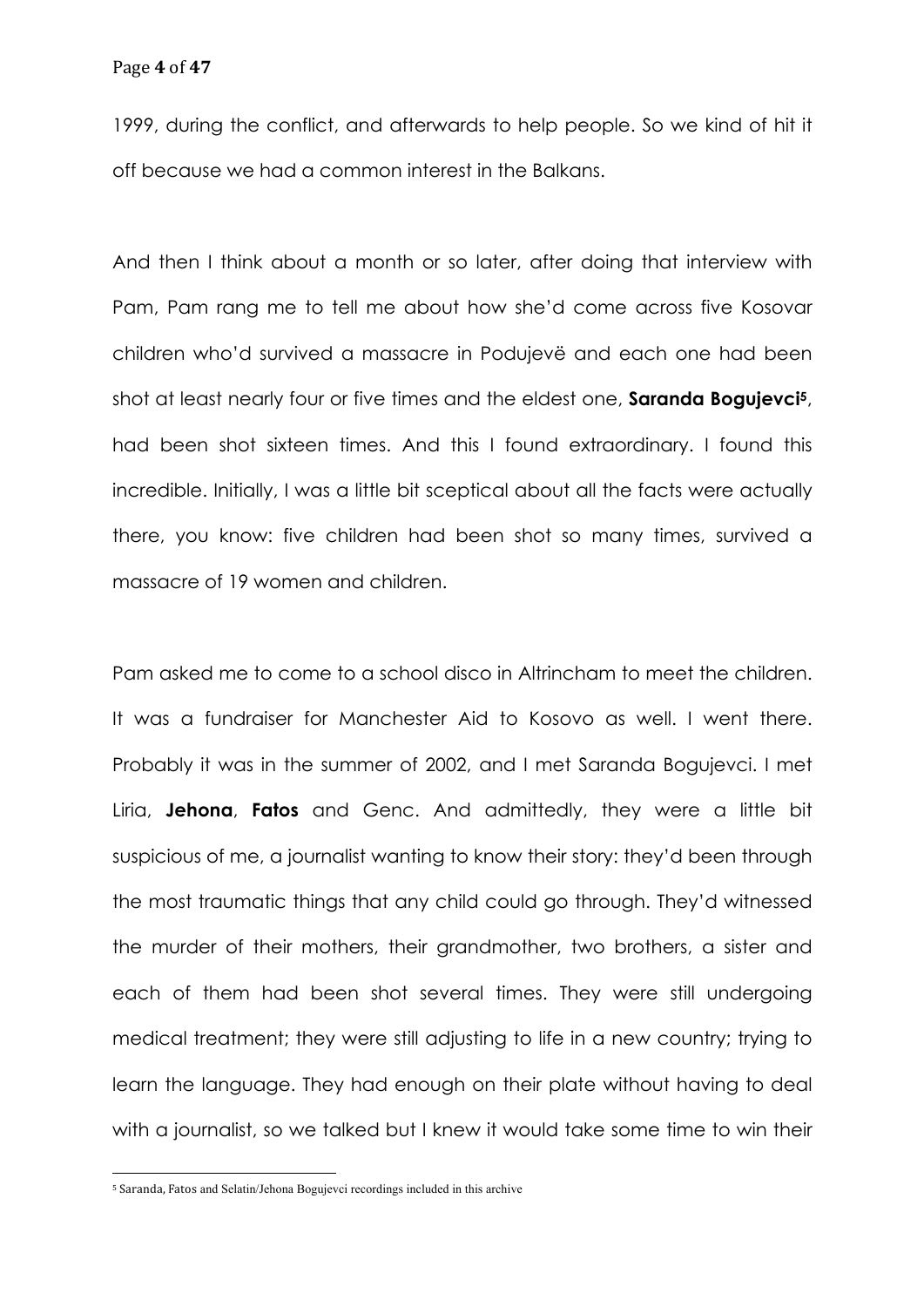1999, during the conflict, and afterwards to help people. So we kind of hit it off because we had a common interest in the Balkans.

And then I think about a month or so later, after doing that interview with Pam, Pam rang me to tell me about how she'd come across five Kosovar children who'd survived a massacre in Podujevë and each one had been shot at least nearly four or five times and the eldest one, **Saranda Bogujevci**[5], had been shot sixteen times. And this I found extraordinary. I found this incredible. Initially, I was a little bit sceptical about all the facts were actually there, you know: five children had been shot so many times, survived a massacre of 19 women and children.

Pam asked me to come to a school disco in Altrincham to meet the children. It was a fundraiser for Manchester Aid to Kosovo as well. I went there. Probably it was in the summer of 2002, and I met Saranda Bogujevci. I met Liria, **Jehona**, **Fatos** and Genc. And admittedly, they were a little bit suspicious of me, a journalist wanting to know their story: they'd been through the most traumatic things that any child could go through. They'd witnessed the murder of their mothers, their grandmother, two brothers, a sister and each of them had been shot several times. They were still undergoing medical treatment; they were still adjusting to life in a new country; trying to learn the language. They had enough on their plate without having to deal with a journalist, so we talked but I knew it would take some time to win their

---

[5] Saranda, Fatos and Selatin/Jehona Bogujevci recordings included in this archive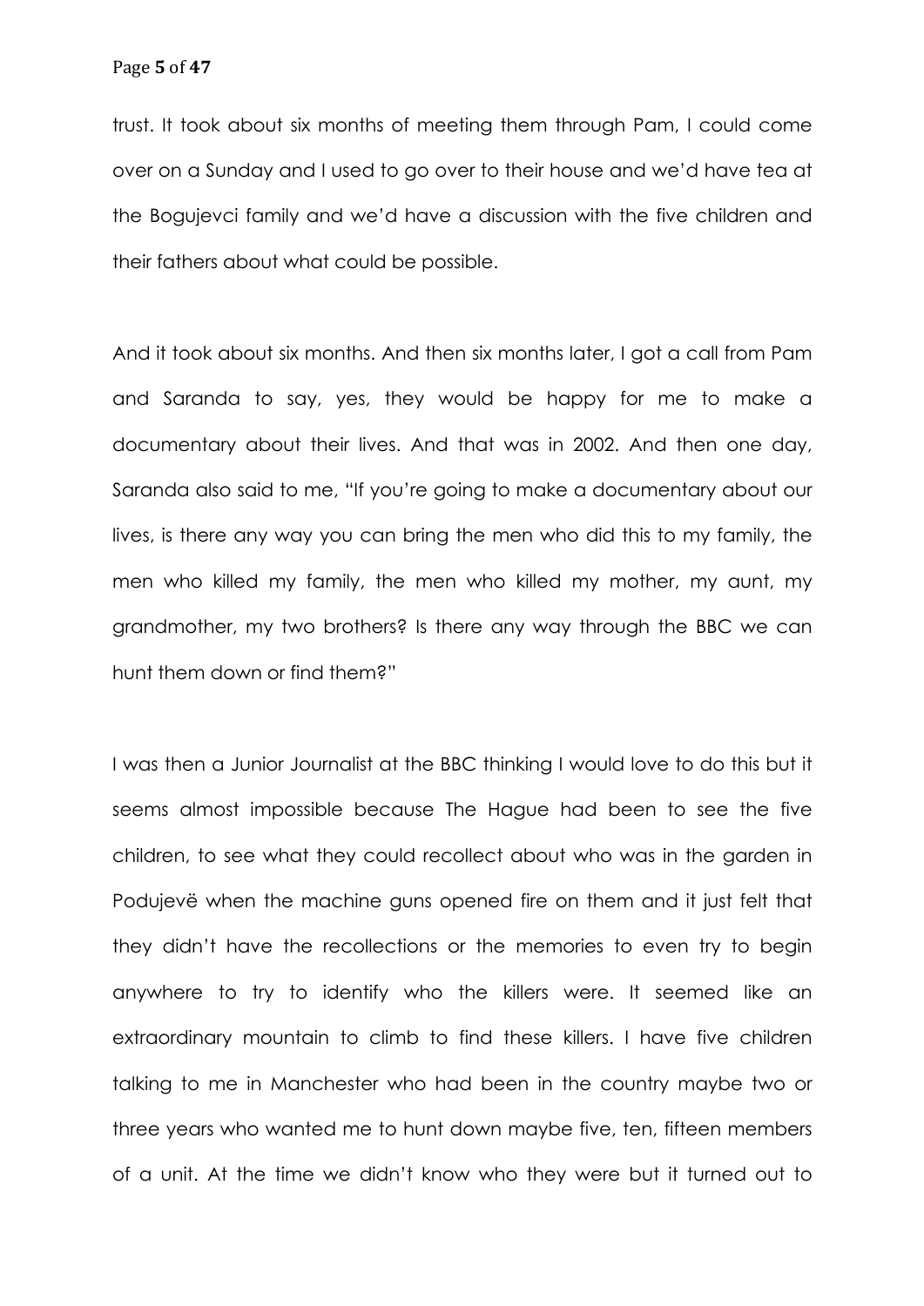trust. It took about six months of meeting them through Pam, I could come over on a Sunday and I used to go over to their house and we'd have tea at the Bogujevci family and we'd have a discussion with the five children and their fathers about what could be possible.

And it took about six months. And then six months later, I got a call from Pam and Saranda to say, yes, they would be happy for me to make a documentary about their lives. And that was in 2002. And then one day, Saranda also said to me, "If you're going to make a documentary about our lives, is there any way you can bring the men who did this to my family, the men who killed my family, the men who killed my mother, my aunt, my grandmother, my two brothers? Is there any way through the BBC we can hunt them down or find them?"

I was then a Junior Journalist at the BBC thinking I would love to do this but it seems almost impossible because The Hague had been to see the five children, to see what they could recollect about who was in the garden in Podujevë when the machine guns opened fire on them and it just felt that they didn't have the recollections or the memories to even try to begin anywhere to try to identify who the killers were. It seemed like an extraordinary mountain to climb to find these killers. I have five children talking to me in Manchester who had been in the country maybe two or three years who wanted me to hunt down maybe five, ten, fifteen members of a unit. At the time we didn't know who they were but it turned out to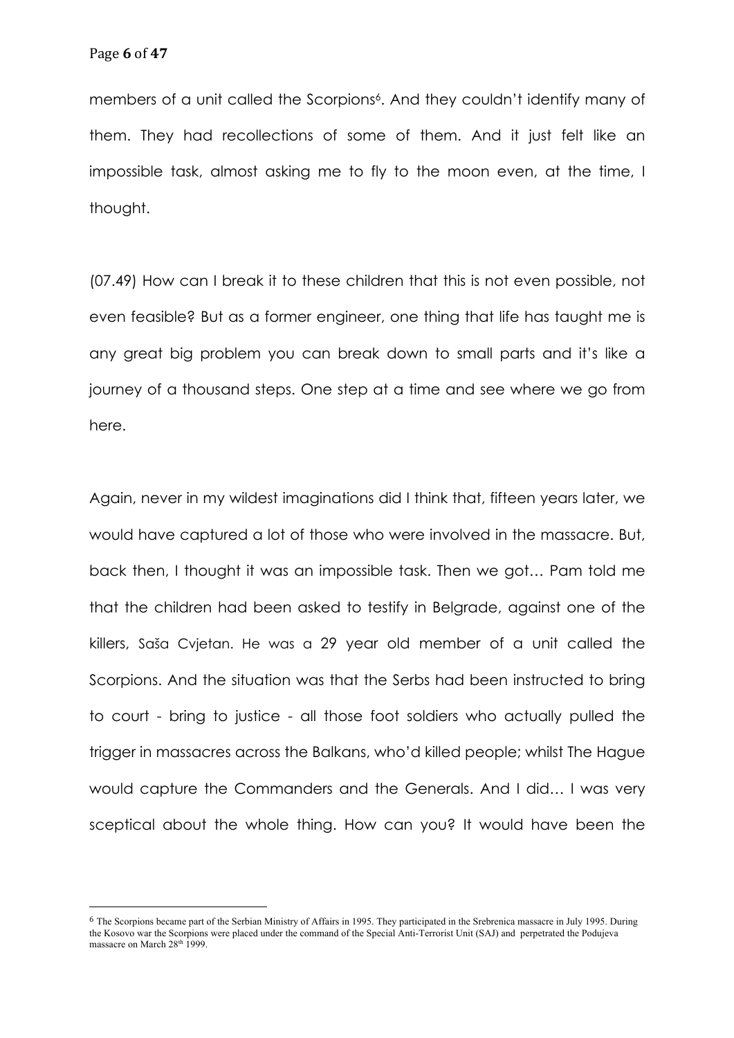members of a unit called the Scorpions[6]. And they couldn't identify many of them. They had recollections of some of them. And it just felt like an impossible task, almost asking me to fly to the moon even, at the time, I thought.

(07.49) How can I break it to these children that this is not even possible, not even feasible? But as a former engineer, one thing that life has taught me is any great big problem you can break down to small parts and it's like a journey of a thousand steps. One step at a time and see where we go from here.

Again, never in my wildest imaginations did I think that, fifteen years later, we would have captured a lot of those who were involved in the massacre. But, back then, I thought it was an impossible task. Then we got… Pam told me that the children had been asked to testify in Belgrade, against one of the killers, Saša Cvjetan. He was a 29 year old member of a unit called the Scorpions. And the situation was that the Serbs had been instructed to bring to court - bring to justice - all those foot soldiers who actually pulled the trigger in massacres across the Balkans, who'd killed people; whilst The Hague would capture the Commanders and the Generals. And I did… I was very sceptical about the whole thing. How can you? It would have been the

---

[6] The Scorpions became part of the Serbian Ministry of Affairs in 1995. They participated in the Srebrenica massacre in July 1995. During the Kosovo war the Scorpions were placed under the command of the Special Anti-Terrorist Unit (SAJ) and perpetrated the Podujeva massacre on March 28th 1999.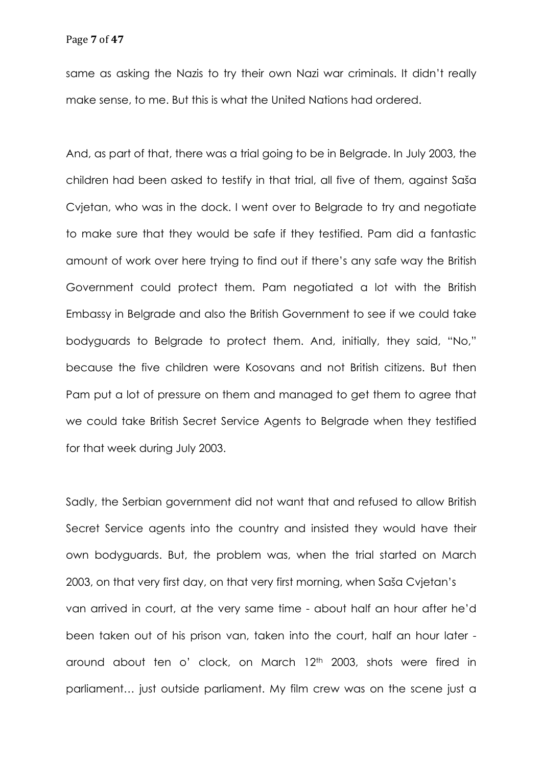same as asking the Nazis to try their own Nazi war criminals. It didn't really make sense, to me. But this is what the United Nations had ordered.

And, as part of that, there was a trial going to be in Belgrade. In July 2003, the children had been asked to testify in that trial, all five of them, against Saša Cvjetan, who was in the dock. I went over to Belgrade to try and negotiate to make sure that they would be safe if they testified. Pam did a fantastic amount of work over here trying to find out if there's any safe way the British Government could protect them. Pam negotiated a lot with the British Embassy in Belgrade and also the British Government to see if we could take bodyguards to Belgrade to protect them. And, initially, they said, "No," because the five children were Kosovans and not British citizens. But then Pam put a lot of pressure on them and managed to get them to agree that we could take British Secret Service Agents to Belgrade when they testified for that week during July 2003.

Sadly, the Serbian government did not want that and refused to allow British Secret Service agents into the country and insisted they would have their own bodyguards. But, the problem was, when the trial started on March 2003, on that very first day, on that very first morning, when Saša Cvjetan's van arrived in court, at the very same time - about half an hour after he'd been taken out of his prison van, taken into the court, half an hour later - around about ten o' clock, on March 12th 2003, shots were fired in parliament… just outside parliament. My film crew was on the scene just a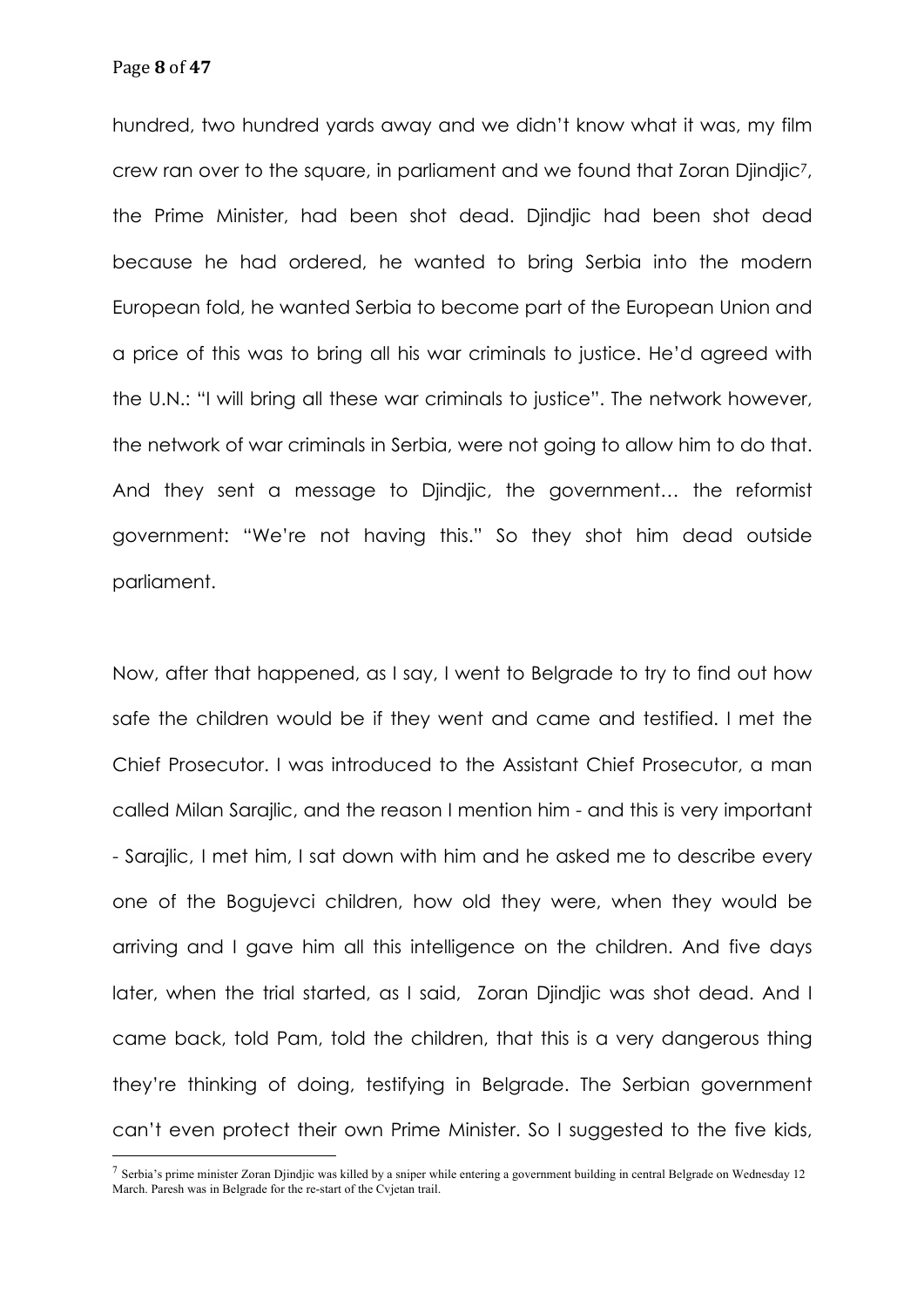hundred, two hundred yards away and we didn't know what it was, my film crew ran over to the square, in parliament and we found that Zoran Djindjic[7], the Prime Minister, had been shot dead. Djindjic had been shot dead because he had ordered, he wanted to bring Serbia into the modern European fold, he wanted Serbia to become part of the European Union and a price of this was to bring all his war criminals to justice. He'd agreed with the U.N.: "I will bring all these war criminals to justice". The network however, the network of war criminals in Serbia, were not going to allow him to do that. And they sent a message to Djindjic, the government… the reformist government: "We're not having this." So they shot him dead outside parliament.

Now, after that happened, as I say, I went to Belgrade to try to find out how safe the children would be if they went and came and testified. I met the Chief Prosecutor. I was introduced to the Assistant Chief Prosecutor, a man called Milan Sarajlic, and the reason I mention him - and this is very important - Sarajlic, I met him, I sat down with him and he asked me to describe every one of the Bogujevci children, how old they were, when they would be arriving and I gave him all this intelligence on the children. And five days later, when the trial started, as I said, Zoran Djindjic was shot dead. And I came back, told Pam, told the children, that this is a very dangerous thing they're thinking of doing, testifying in Belgrade. The Serbian government can't even protect their own Prime Minister. So I suggested to the five kids,

[7] Serbia's prime minister Zoran Djindjic was killed by a sniper while entering a government building in central Belgrade on Wednesday 12 March. Paresh was in Belgrade for the re-start of the Cvjetan trail.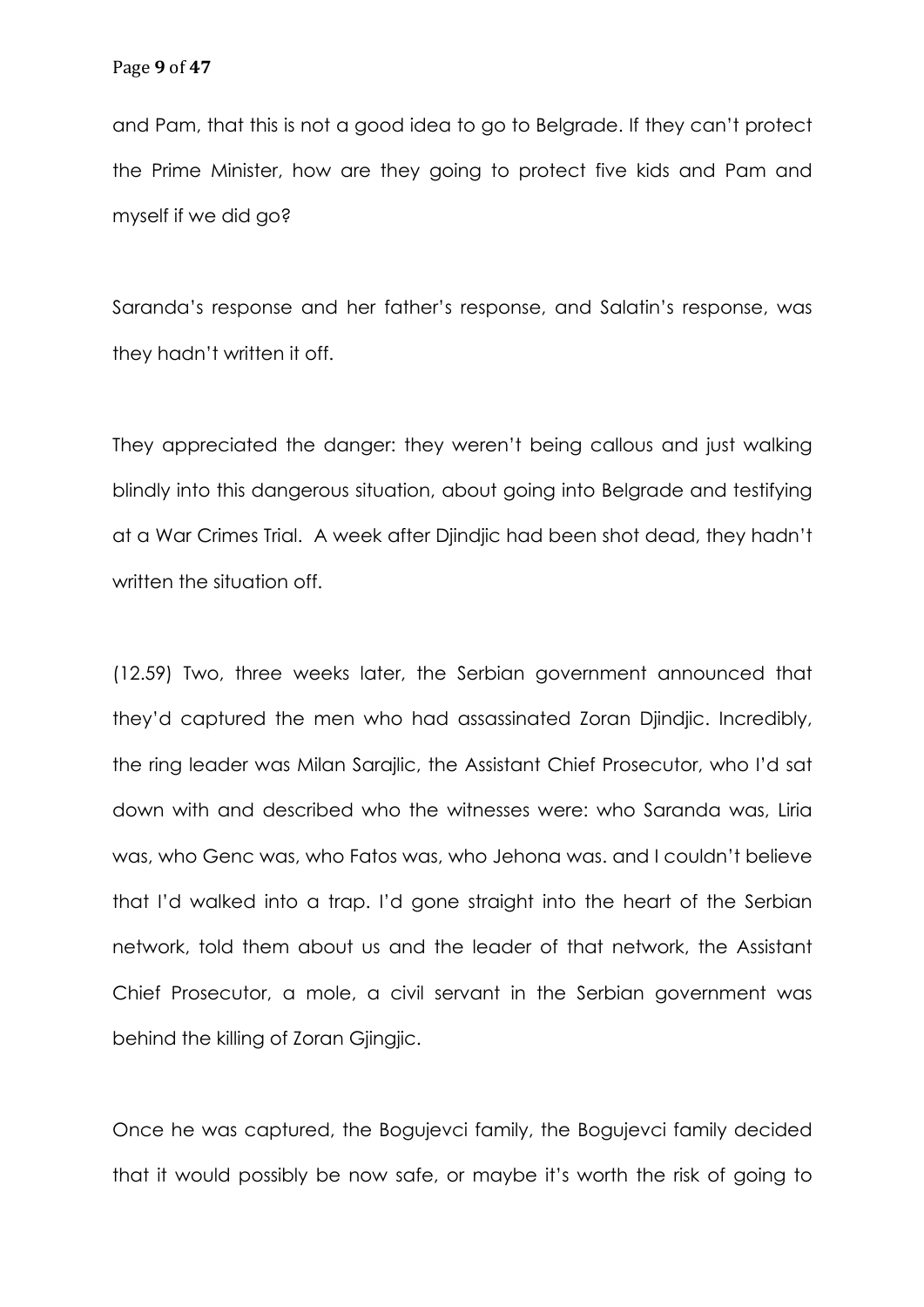and Pam, that this is not a good idea to go to Belgrade. If they can't protect the Prime Minister, how are they going to protect five kids and Pam and myself if we did go?

Saranda's response and her father's response, and Salatin's response, was they hadn't written it off.

They appreciated the danger: they weren't being callous and just walking blindly into this dangerous situation, about going into Belgrade and testifying at a War Crimes Trial. A week after Djindjic had been shot dead, they hadn't written the situation off.

(12.59) Two, three weeks later, the Serbian government announced that they'd captured the men who had assassinated Zoran Djindjic. Incredibly, the ring leader was Milan Sarajlic, the Assistant Chief Prosecutor, who I'd sat down with and described who the witnesses were: who Saranda was, Liria was, who Genc was, who Fatos was, who Jehona was. and I couldn't believe that I'd walked into a trap. I'd gone straight into the heart of the Serbian network, told them about us and the leader of that network, the Assistant Chief Prosecutor, a mole, a civil servant in the Serbian government was behind the killing of Zoran Gjingjic.

Once he was captured, the Bogujevci family, the Bogujevci family decided that it would possibly be now safe, or maybe it's worth the risk of going to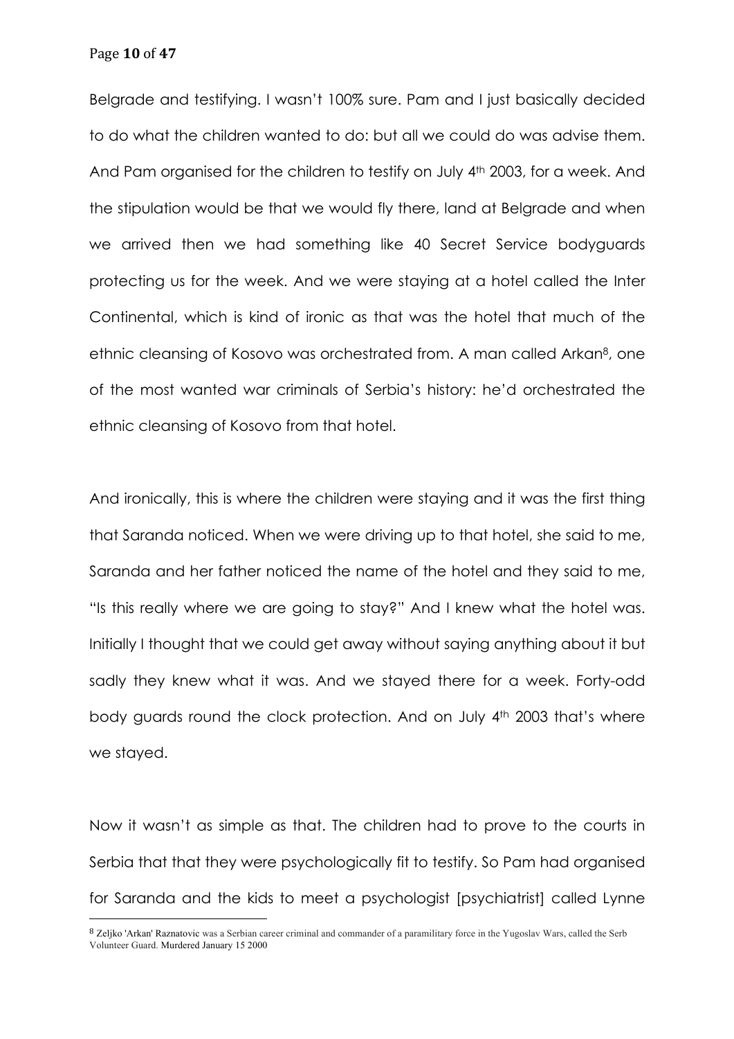Belgrade and testifying. I wasn't 100% sure. Pam and I just basically decided to do what the children wanted to do: but all we could do was advise them. And Pam organised for the children to testify on July 4th 2003, for a week. And the stipulation would be that we would fly there, land at Belgrade and when we arrived then we had something like 40 Secret Service bodyguards protecting us for the week. And we were staying at a hotel called the Inter Continental, which is kind of ironic as that was the hotel that much of the ethnic cleansing of Kosovo was orchestrated from. A man called Arkan[8], one of the most wanted war criminals of Serbia's history: he'd orchestrated the ethnic cleansing of Kosovo from that hotel.

And ironically, this is where the children were staying and it was the first thing that Saranda noticed. When we were driving up to that hotel, she said to me, Saranda and her father noticed the name of the hotel and they said to me, "Is this really where we are going to stay?" And I knew what the hotel was. Initially I thought that we could get away without saying anything about it but sadly they knew what it was. And we stayed there for a week. Forty-odd body guards round the clock protection. And on July 4th 2003 that's where we stayed.

Now it wasn't as simple as that. The children had to prove to the courts in Serbia that that they were psychologically fit to testify. So Pam had organised for Saranda and the kids to meet a psychologist [psychiatrist] called Lynne

---

[8] Zeljko 'Arkan' Raznatovic was a Serbian career criminal and commander of a paramilitary force in the Yugoslav Wars, called the Serb Volunteer Guard. Murdered January 15 2000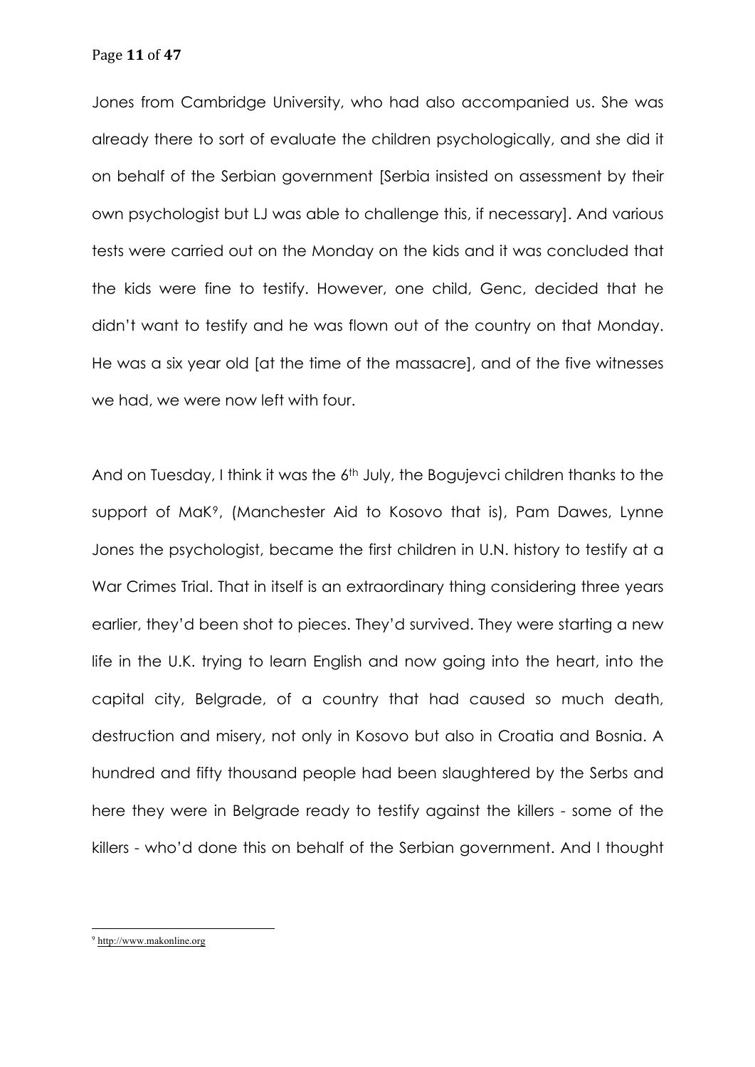Jones from Cambridge University, who had also accompanied us. She was already there to sort of evaluate the children psychologically, and she did it on behalf of the Serbian government [Serbia insisted on assessment by their own psychologist but LJ was able to challenge this, if necessary]. And various tests were carried out on the Monday on the kids and it was concluded that the kids were fine to testify. However, one child, Genc, decided that he didn't want to testify and he was flown out of the country on that Monday. He was a six year old [at the time of the massacre], and of the five witnesses we had, we were now left with four.

And on Tuesday, I think it was the 6th July, the Bogujevci children thanks to the support of MaK[9], (Manchester Aid to Kosovo that is), Pam Dawes, Lynne Jones the psychologist, became the first children in U.N. history to testify at a War Crimes Trial. That in itself is an extraordinary thing considering three years earlier, they'd been shot to pieces. They'd survived. They were starting a new life in the U.K. trying to learn English and now going into the heart, into the capital city, Belgrade, of a country that had caused so much death, destruction and misery, not only in Kosovo but also in Croatia and Bosnia. A hundred and fifty thousand people had been slaughtered by the Serbs and here they were in Belgrade ready to testify against the killers - some of the killers - who'd done this on behalf of the Serbian government. And I thought

[9] http://www.makonline.org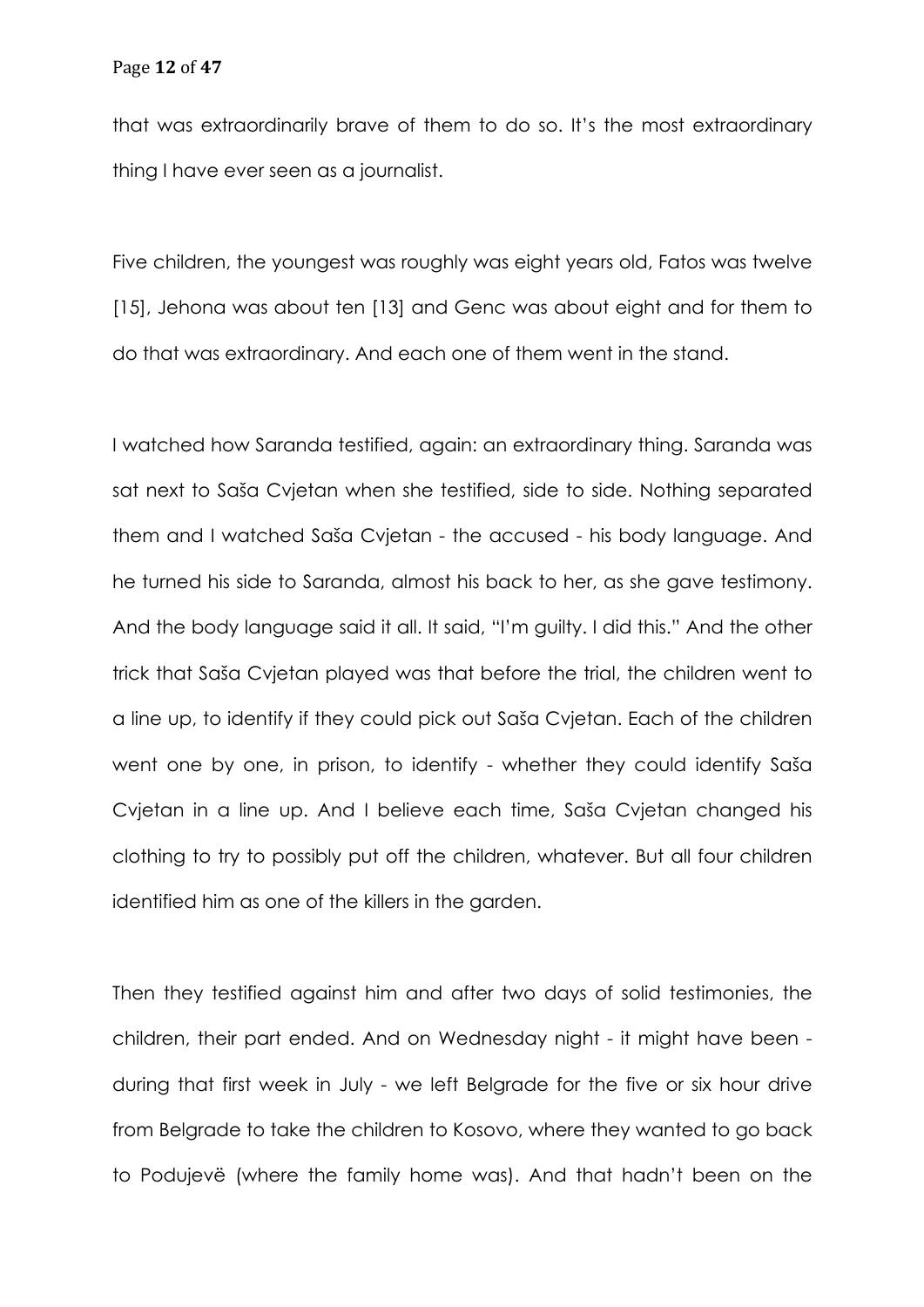that was extraordinarily brave of them to do so. It's the most extraordinary thing I have ever seen as a journalist.

Five children, the youngest was roughly was eight years old, Fatos was twelve [15], Jehona was about ten [13] and Genc was about eight and for them to do that was extraordinary. And each one of them went in the stand.

I watched how Saranda testified, again: an extraordinary thing. Saranda was sat next to Saša Cvjetan when she testified, side to side. Nothing separated them and I watched Saša Cvjetan - the accused - his body language. And he turned his side to Saranda, almost his back to her, as she gave testimony. And the body language said it all. It said, "I'm guilty. I did this." And the other trick that Saša Cvjetan played was that before the trial, the children went to a line up, to identify if they could pick out Saša Cvjetan. Each of the children went one by one, in prison, to identify - whether they could identify Saša Cvjetan in a line up. And I believe each time, Saša Cvjetan changed his clothing to try to possibly put off the children, whatever. But all four children identified him as one of the killers in the garden.

Then they testified against him and after two days of solid testimonies, the children, their part ended. And on Wednesday night - it might have been - during that first week in July - we left Belgrade for the five or six hour drive from Belgrade to take the children to Kosovo, where they wanted to go back to Podujevë (where the family home was). And that hadn't been on the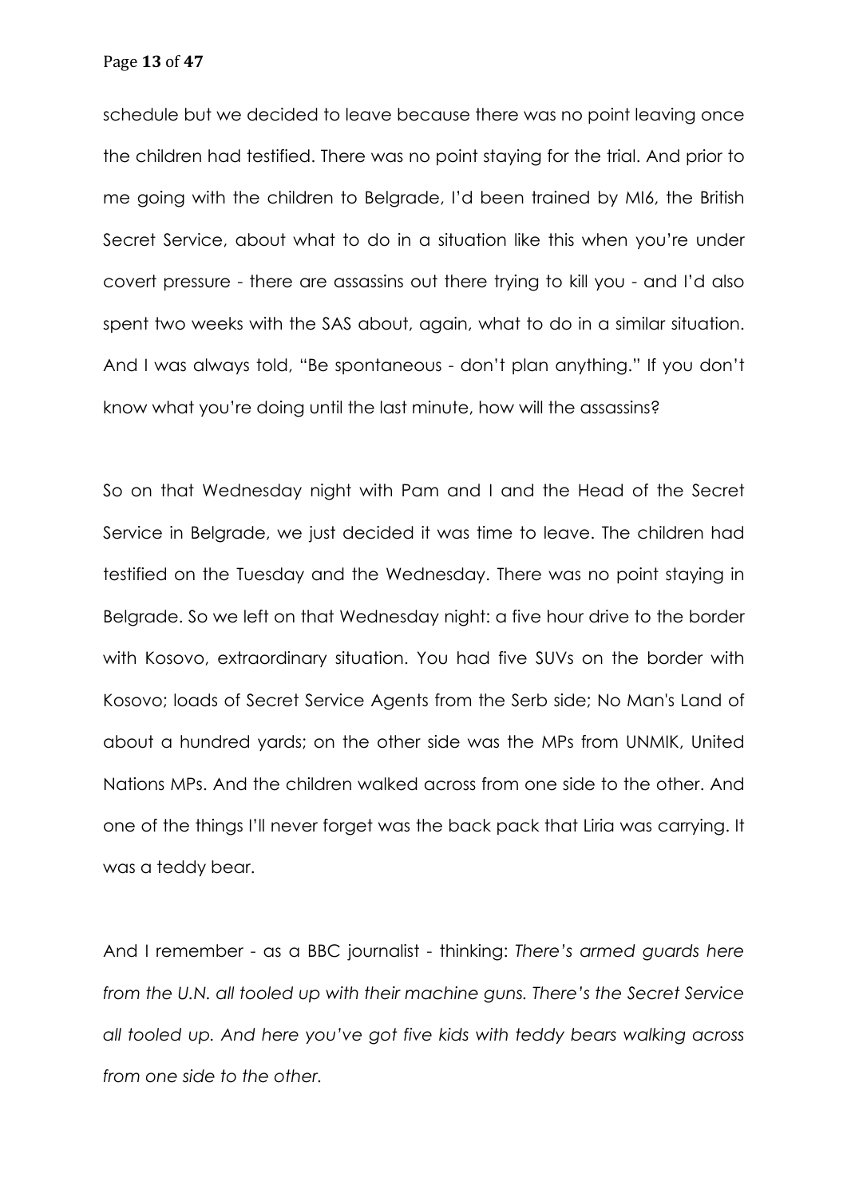schedule but we decided to leave because there was no point leaving once the children had testified. There was no point staying for the trial. And prior to me going with the children to Belgrade, I'd been trained by MI6, the British Secret Service, about what to do in a situation like this when you're under covert pressure - there are assassins out there trying to kill you - and I'd also spent two weeks with the SAS about, again, what to do in a similar situation. And I was always told, "Be spontaneous - don't plan anything." If you don't know what you're doing until the last minute, how will the assassins?

So on that Wednesday night with Pam and I and the Head of the Secret Service in Belgrade, we just decided it was time to leave. The children had testified on the Tuesday and the Wednesday. There was no point staying in Belgrade. So we left on that Wednesday night: a five hour drive to the border with Kosovo, extraordinary situation. You had five SUVs on the border with Kosovo; loads of Secret Service Agents from the Serb side; No Man's Land of about a hundred yards; on the other side was the MPs from UNMIK, United Nations MPs. And the children walked across from one side to the other. And one of the things I'll never forget was the back pack that Liria was carrying. It was a teddy bear.

And I remember - as a BBC journalist - thinking: *There's armed guards here from the U.N. all tooled up with their machine guns. There's the Secret Service all tooled up. And here you've got five kids with teddy bears walking across from one side to the other.*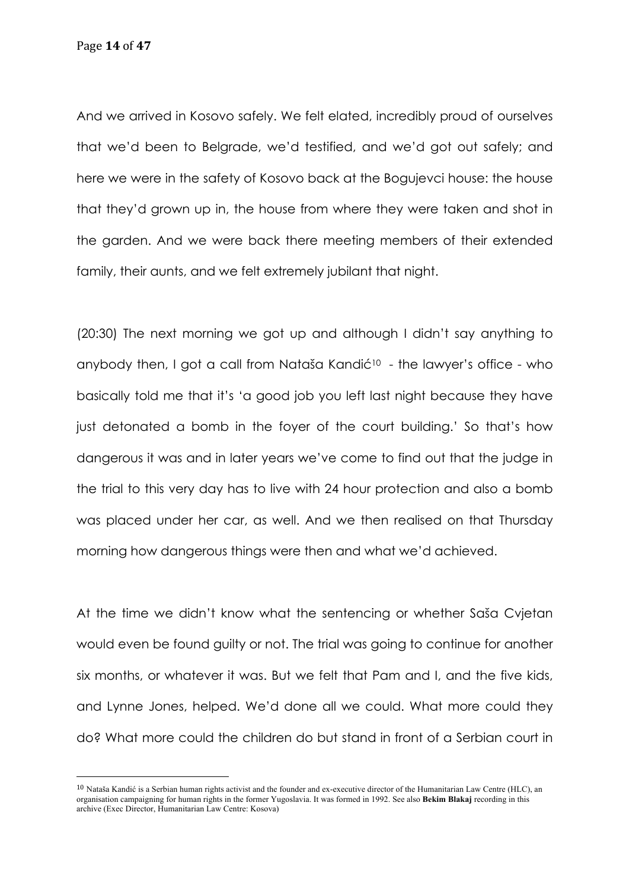And we arrived in Kosovo safely. We felt elated, incredibly proud of ourselves that we'd been to Belgrade, we'd testified, and we'd got out safely; and here we were in the safety of Kosovo back at the Bogujevci house: the house that they'd grown up in, the house from where they were taken and shot in the garden. And we were back there meeting members of their extended family, their aunts, and we felt extremely jubilant that night.

(20:30) The next morning we got up and although I didn't say anything to anybody then, I got a call from Nataša Kandić[10] - the lawyer's office - who basically told me that it's 'a good job you left last night because they have just detonated a bomb in the foyer of the court building.' So that's how dangerous it was and in later years we've come to find out that the judge in the trial to this very day has to live with 24 hour protection and also a bomb was placed under her car, as well. And we then realised on that Thursday morning how dangerous things were then and what we'd achieved.

At the time we didn't know what the sentencing or whether Saša Cvjetan would even be found guilty or not. The trial was going to continue for another six months, or whatever it was. But we felt that Pam and I, and the five kids, and Lynne Jones, helped. We'd done all we could. What more could they do? What more could the children do but stand in front of a Serbian court in

---

[10] Nataša Kandić is a Serbian human rights activist and the founder and ex-executive director of the Humanitarian Law Centre (HLC), an organisation campaigning for human rights in the former Yugoslavia. It was formed in 1992. See also **Bekim Blakaj** recording in this archive (Exec Director, Humanitarian Law Centre: Kosova)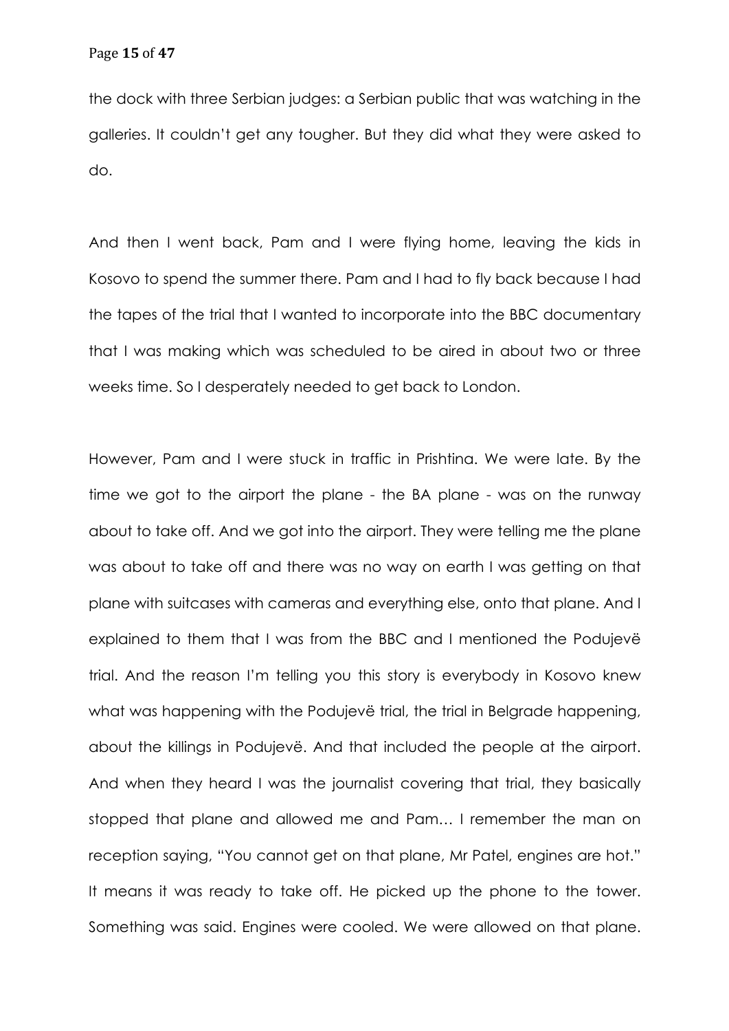the dock with three Serbian judges: a Serbian public that was watching in the galleries. It couldn't get any tougher. But they did what they were asked to do.

And then I went back, Pam and I were flying home, leaving the kids in Kosovo to spend the summer there. Pam and I had to fly back because I had the tapes of the trial that I wanted to incorporate into the BBC documentary that I was making which was scheduled to be aired in about two or three weeks time. So I desperately needed to get back to London.

However, Pam and I were stuck in traffic in Prishtina. We were late. By the time we got to the airport the plane - the BA plane - was on the runway about to take off. And we got into the airport. They were telling me the plane was about to take off and there was no way on earth I was getting on that plane with suitcases with cameras and everything else, onto that plane. And I explained to them that I was from the BBC and I mentioned the Podujevë trial. And the reason I'm telling you this story is everybody in Kosovo knew what was happening with the Podujevë trial, the trial in Belgrade happening, about the killings in Podujevë. And that included the people at the airport. And when they heard I was the journalist covering that trial, they basically stopped that plane and allowed me and Pam… I remember the man on reception saying, "You cannot get on that plane, Mr Patel, engines are hot." It means it was ready to take off. He picked up the phone to the tower. Something was said. Engines were cooled. We were allowed on that plane.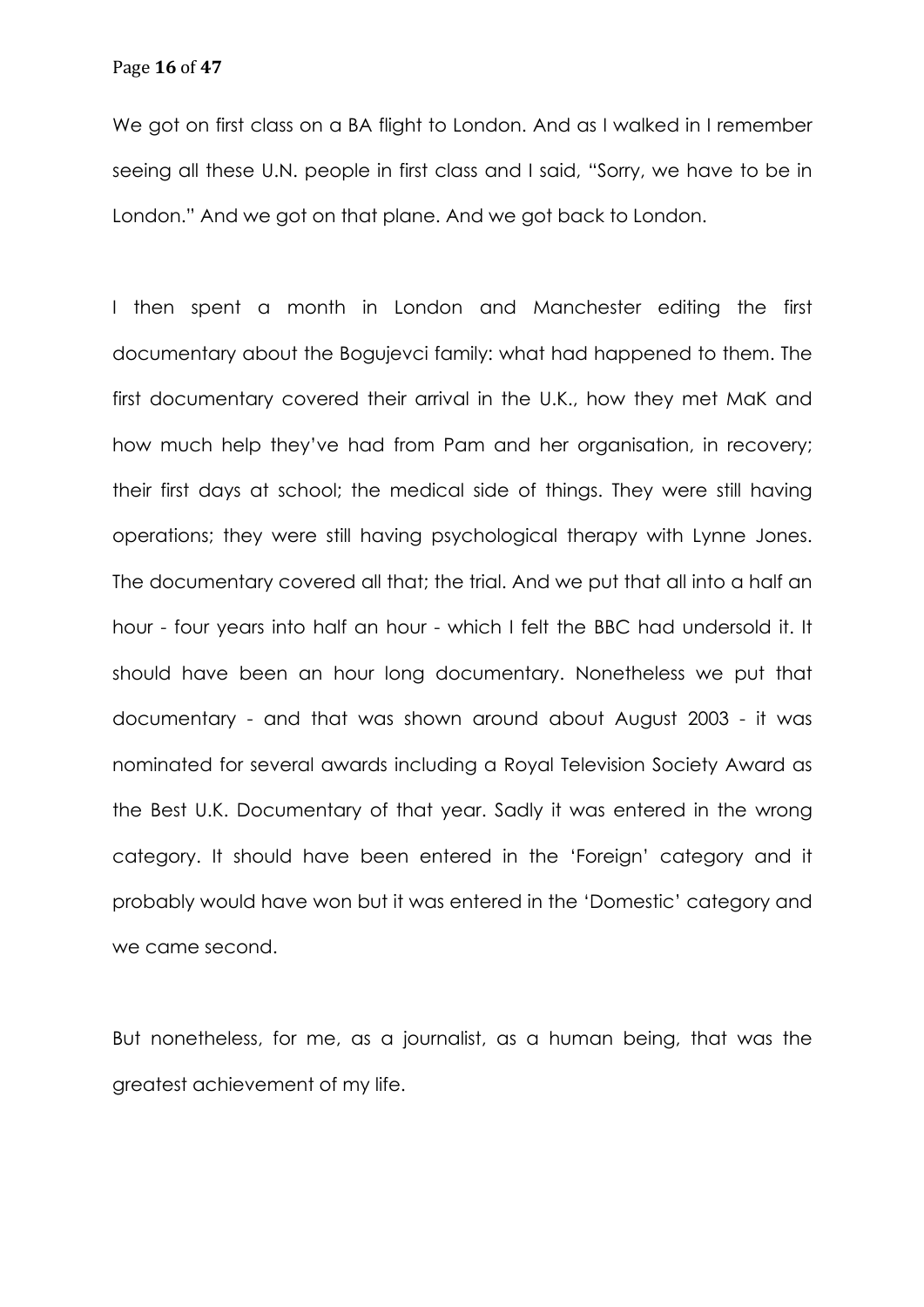We got on first class on a BA flight to London. And as I walked in I remember seeing all these U.N. people in first class and I said, "Sorry, we have to be in London." And we got on that plane. And we got back to London.

I then spent a month in London and Manchester editing the first documentary about the Bogujevci family: what had happened to them. The first documentary covered their arrival in the U.K., how they met MaK and how much help they've had from Pam and her organisation, in recovery; their first days at school; the medical side of things. They were still having operations; they were still having psychological therapy with Lynne Jones. The documentary covered all that; the trial. And we put that all into a half an hour - four years into half an hour - which I felt the BBC had undersold it. It should have been an hour long documentary. Nonetheless we put that documentary - and that was shown around about August 2003 - it was nominated for several awards including a Royal Television Society Award as the Best U.K. Documentary of that year. Sadly it was entered in the wrong category. It should have been entered in the 'Foreign' category and it probably would have won but it was entered in the 'Domestic' category and we came second.

But nonetheless, for me, as a journalist, as a human being, that was the greatest achievement of my life.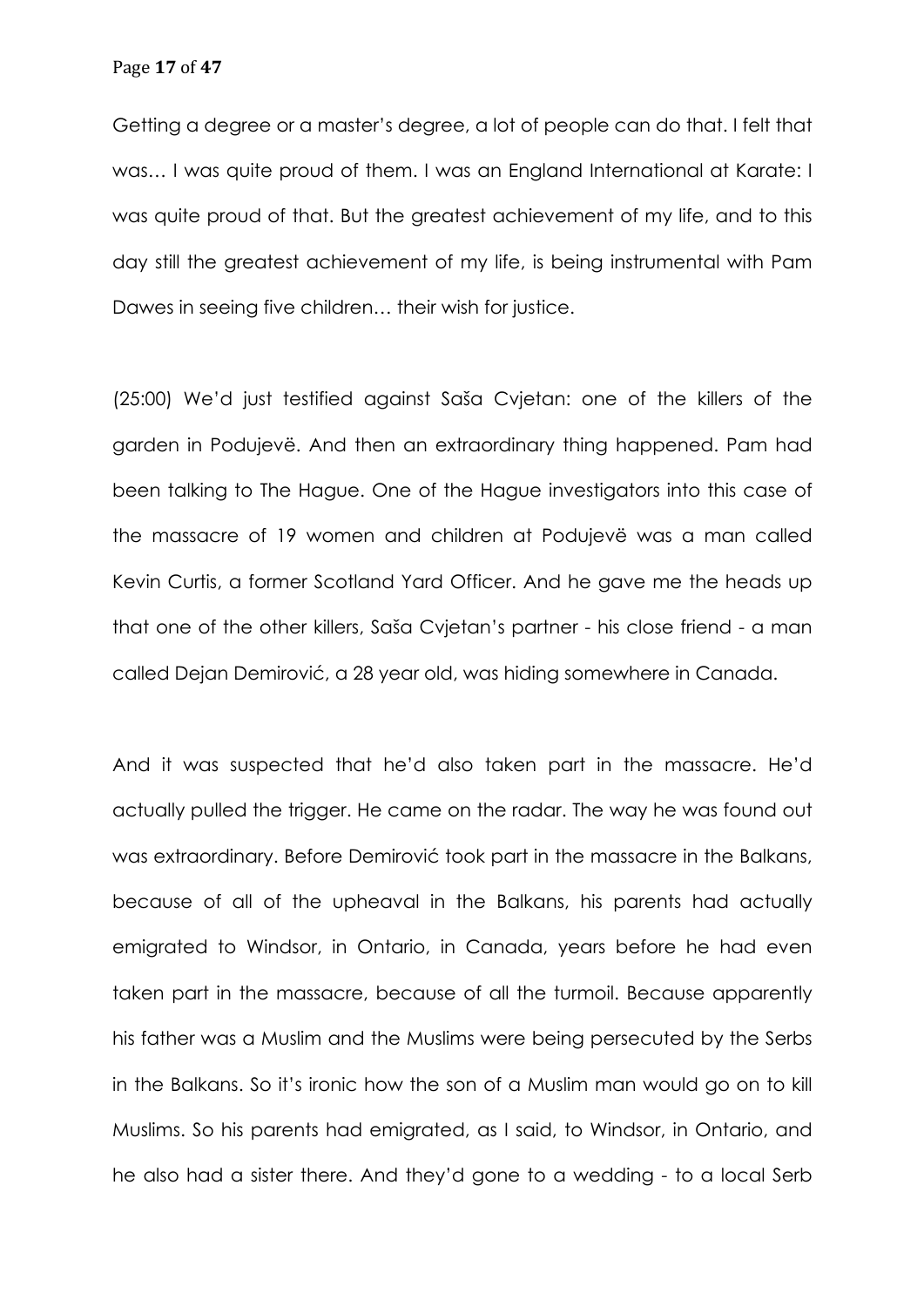Getting a degree or a master's degree, a lot of people can do that. I felt that was… I was quite proud of them. I was an England International at Karate: I was quite proud of that. But the greatest achievement of my life, and to this day still the greatest achievement of my life, is being instrumental with Pam Dawes in seeing five children… their wish for justice.

(25:00) We'd just testified against Saša Cvjetan: one of the killers of the garden in Podujevë. And then an extraordinary thing happened. Pam had been talking to The Hague. One of the Hague investigators into this case of the massacre of 19 women and children at Podujevë was a man called Kevin Curtis, a former Scotland Yard Officer. And he gave me the heads up that one of the other killers, Saša Cvjetan's partner - his close friend - a man called Dejan Demirović, a 28 year old, was hiding somewhere in Canada.

And it was suspected that he'd also taken part in the massacre. He'd actually pulled the trigger. He came on the radar. The way he was found out was extraordinary. Before Demirović took part in the massacre in the Balkans, because of all of the upheaval in the Balkans, his parents had actually emigrated to Windsor, in Ontario, in Canada, years before he had even taken part in the massacre, because of all the turmoil. Because apparently his father was a Muslim and the Muslims were being persecuted by the Serbs in the Balkans. So it's ironic how the son of a Muslim man would go on to kill Muslims. So his parents had emigrated, as I said, to Windsor, in Ontario, and he also had a sister there. And they'd gone to a wedding - to a local Serb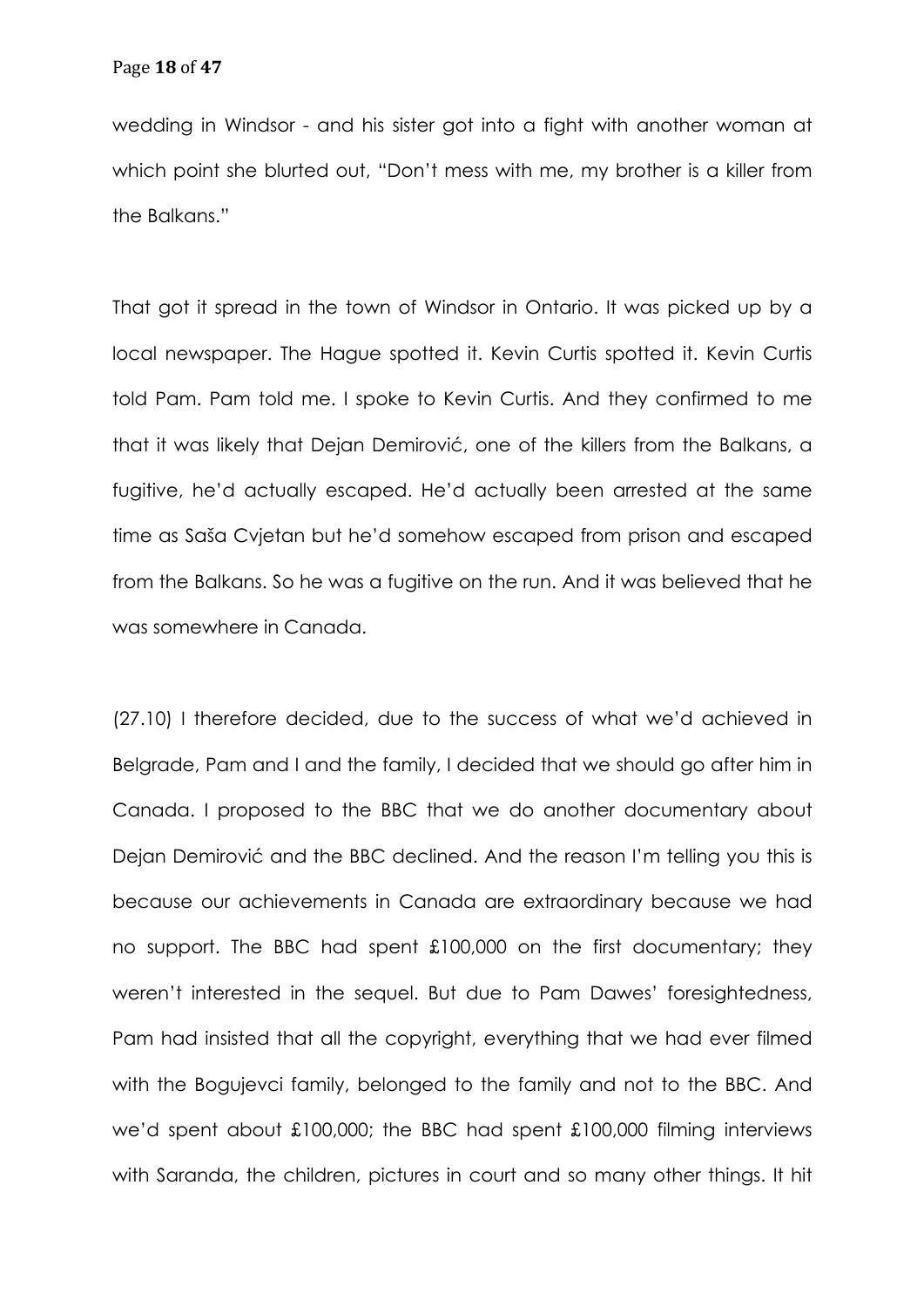wedding in Windsor - and his sister got into a fight with another woman at which point she blurted out, "Don't mess with me, my brother is a killer from the Balkans."

That got it spread in the town of Windsor in Ontario. It was picked up by a local newspaper. The Hague spotted it. Kevin Curtis spotted it. Kevin Curtis told Pam. Pam told me. I spoke to Kevin Curtis. And they confirmed to me that it was likely that Dejan Demirović, one of the killers from the Balkans, a fugitive, he'd actually escaped. He'd actually been arrested at the same time as Saša Cvjetan but he'd somehow escaped from prison and escaped from the Balkans. So he was a fugitive on the run. And it was believed that he was somewhere in Canada.

(27.10) I therefore decided, due to the success of what we'd achieved in Belgrade, Pam and I and the family, I decided that we should go after him in Canada. I proposed to the BBC that we do another documentary about Dejan Demirović and the BBC declined. And the reason I'm telling you this is because our achievements in Canada are extraordinary because we had no support. The BBC had spent £100,000 on the first documentary; they weren't interested in the sequel. But due to Pam Dawes' foresightedness, Pam had insisted that all the copyright, everything that we had ever filmed with the Bogujevci family, belonged to the family and not to the BBC. And we'd spent about £100,000; the BBC had spent £100,000 filming interviews with Saranda, the children, pictures in court and so many other things. It hit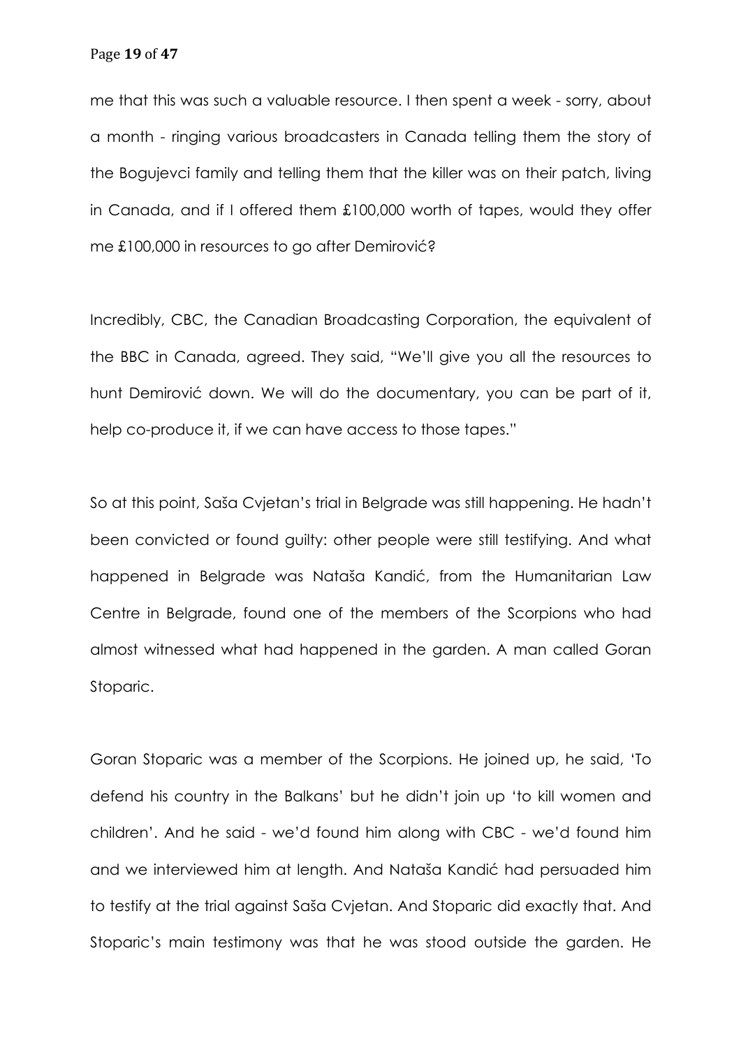me that this was such a valuable resource. I then spent a week - sorry, about a month - ringing various broadcasters in Canada telling them the story of the Bogujevci family and telling them that the killer was on their patch, living in Canada, and if I offered them £100,000 worth of tapes, would they offer me £100,000 in resources to go after Demirović?

Incredibly, CBC, the Canadian Broadcasting Corporation, the equivalent of the BBC in Canada, agreed. They said, "We'll give you all the resources to hunt Demirović down. We will do the documentary, you can be part of it, help co-produce it, if we can have access to those tapes."

So at this point, Saša Cvjetan's trial in Belgrade was still happening. He hadn't been convicted or found guilty: other people were still testifying. And what happened in Belgrade was Nataša Kandić, from the Humanitarian Law Centre in Belgrade, found one of the members of the Scorpions who had almost witnessed what had happened in the garden. A man called Goran Stoparic.

Goran Stoparic was a member of the Scorpions. He joined up, he said, 'To defend his country in the Balkans' but he didn't join up 'to kill women and children'. And he said - we'd found him along with CBC - we'd found him and we interviewed him at length. And Nataša Kandić had persuaded him to testify at the trial against Saša Cvjetan. And Stoparic did exactly that. And Stoparic's main testimony was that he was stood outside the garden. He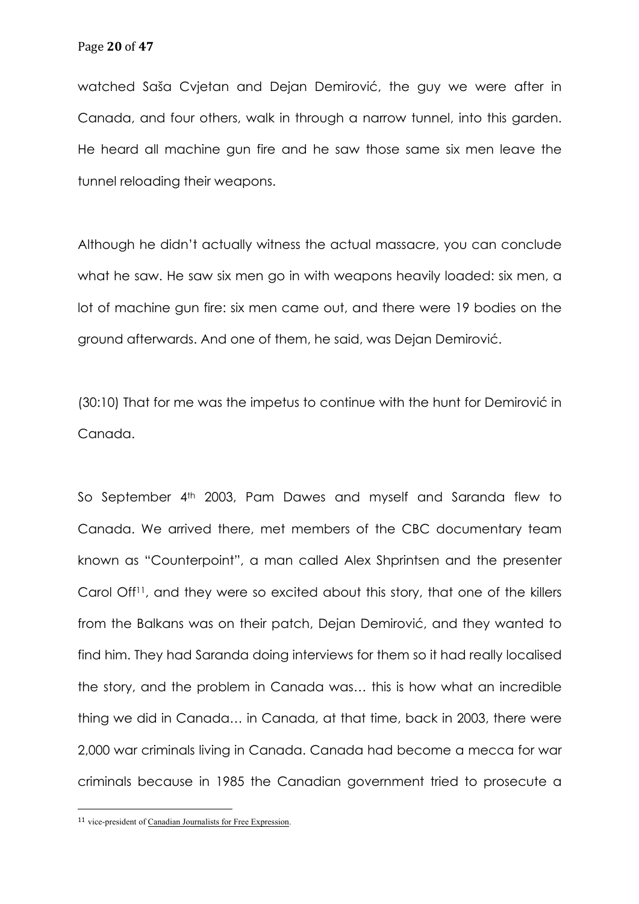watched Saša Cvjetan and Dejan Demirović, the guy we were after in Canada, and four others, walk in through a narrow tunnel, into this garden. He heard all machine gun fire and he saw those same six men leave the tunnel reloading their weapons.

Although he didn't actually witness the actual massacre, you can conclude what he saw. He saw six men go in with weapons heavily loaded: six men, a lot of machine gun fire: six men came out, and there were 19 bodies on the ground afterwards. And one of them, he said, was Dejan Demirović.

(30:10) That for me was the impetus to continue with the hunt for Demirović in Canada.

So September 4th 2003, Pam Dawes and myself and Saranda flew to Canada. We arrived there, met members of the CBC documentary team known as "Counterpoint", a man called Alex Shprintsen and the presenter Carol Off[11], and they were so excited about this story, that one of the killers from the Balkans was on their patch, Dejan Demirović, and they wanted to find him. They had Saranda doing interviews for them so it had really localised the story, and the problem in Canada was… this is how what an incredible thing we did in Canada… in Canada, at that time, back in 2003, there were 2,000 war criminals living in Canada. Canada had become a mecca for war criminals because in 1985 the Canadian government tried to prosecute a

---

[11] vice-president of Canadian Journalists for Free Expression.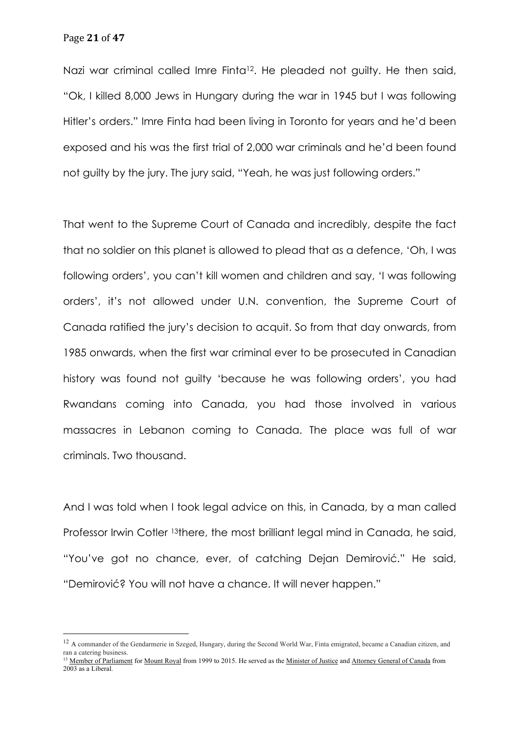Nazi war criminal called Imre Finta[12]. He pleaded not guilty. He then said, "Ok, I killed 8,000 Jews in Hungary during the war in 1945 but I was following Hitler's orders." Imre Finta had been living in Toronto for years and he'd been exposed and his was the first trial of 2,000 war criminals and he'd been found not guilty by the jury. The jury said, "Yeah, he was just following orders."

That went to the Supreme Court of Canada and incredibly, despite the fact that no soldier on this planet is allowed to plead that as a defence, 'Oh, I was following orders', you can't kill women and children and say, 'I was following orders', it's not allowed under U.N. convention, the Supreme Court of Canada ratified the jury's decision to acquit. So from that day onwards, from 1985 onwards, when the first war criminal ever to be prosecuted in Canadian history was found not guilty 'because he was following orders', you had Rwandans coming into Canada, you had those involved in various massacres in Lebanon coming to Canada. The place was full of war criminals. Two thousand.

And I was told when I took legal advice on this, in Canada, by a man called Professor Irwin Cotler [13]there, the most brilliant legal mind in Canada, he said, "You've got no chance, ever, of catching Dejan Demirović." He said, "Demirović? You will not have a chance. It will never happen."

---

[12] A commander of the Gendarmerie in Szeged, Hungary, during the Second World War, Finta emigrated, became a Canadian citizen, and ran a catering business.

[13] Member of Parliament for Mount Royal from 1999 to 2015. He served as the Minister of Justice and Attorney General of Canada from 2003 as a Liberal.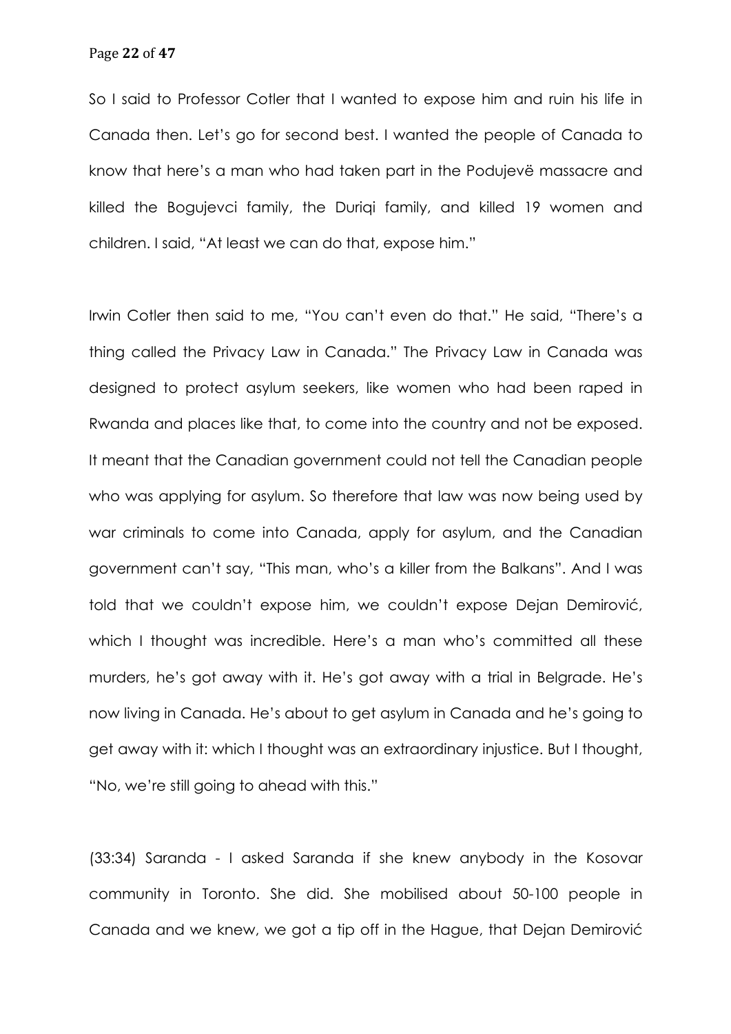So I said to Professor Cotler that I wanted to expose him and ruin his life in Canada then. Let's go for second best. I wanted the people of Canada to know that here's a man who had taken part in the Podujevë massacre and killed the Bogujevci family, the Duriqi family, and killed 19 women and children. I said, "At least we can do that, expose him."

Irwin Cotler then said to me, "You can't even do that." He said, "There's a thing called the Privacy Law in Canada." The Privacy Law in Canada was designed to protect asylum seekers, like women who had been raped in Rwanda and places like that, to come into the country and not be exposed. It meant that the Canadian government could not tell the Canadian people who was applying for asylum. So therefore that law was now being used by war criminals to come into Canada, apply for asylum, and the Canadian government can't say, "This man, who's a killer from the Balkans". And I was told that we couldn't expose him, we couldn't expose Dejan Demirović, which I thought was incredible. Here's a man who's committed all these murders, he's got away with it. He's got away with a trial in Belgrade. He's now living in Canada. He's about to get asylum in Canada and he's going to get away with it: which I thought was an extraordinary injustice. But I thought, "No, we're still going to ahead with this."

(33:34) Saranda - I asked Saranda if she knew anybody in the Kosovar community in Toronto. She did. She mobilised about 50-100 people in Canada and we knew, we got a tip off in the Hague, that Dejan Demirović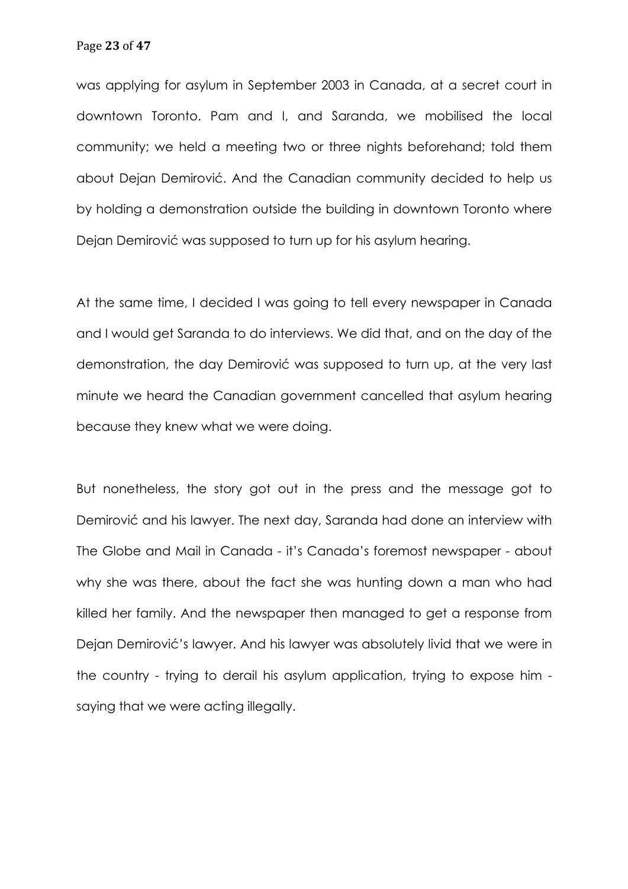was applying for asylum in September 2003 in Canada, at a secret court in downtown Toronto. Pam and I, and Saranda, we mobilised the local community; we held a meeting two or three nights beforehand; told them about Dejan Demirović. And the Canadian community decided to help us by holding a demonstration outside the building in downtown Toronto where Dejan Demirović was supposed to turn up for his asylum hearing.

At the same time, I decided I was going to tell every newspaper in Canada and I would get Saranda to do interviews. We did that, and on the day of the demonstration, the day Demirović was supposed to turn up, at the very last minute we heard the Canadian government cancelled that asylum hearing because they knew what we were doing.

But nonetheless, the story got out in the press and the message got to Demirović and his lawyer. The next day, Saranda had done an interview with The Globe and Mail in Canada - it's Canada's foremost newspaper - about why she was there, about the fact she was hunting down a man who had killed her family. And the newspaper then managed to get a response from Dejan Demirović's lawyer. And his lawyer was absolutely livid that we were in the country - trying to derail his asylum application, trying to expose him - saying that we were acting illegally.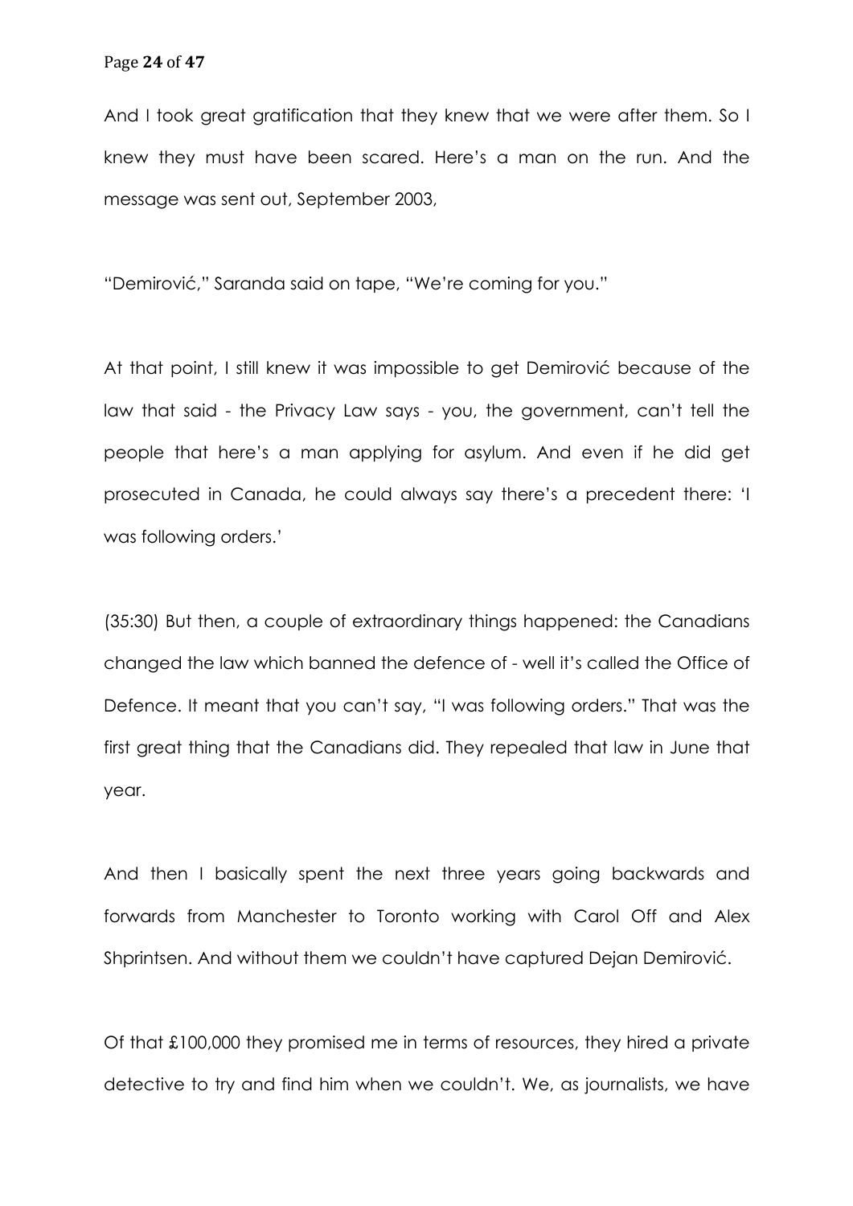And I took great gratification that they knew that we were after them. So I knew they must have been scared. Here's a man on the run. And the message was sent out, September 2003,

"Demirović," Saranda said on tape, "We're coming for you."

At that point, I still knew it was impossible to get Demirović because of the law that said - the Privacy Law says - you, the government, can't tell the people that here's a man applying for asylum. And even if he did get prosecuted in Canada, he could always say there's a precedent there: 'I was following orders.'

(35:30) But then, a couple of extraordinary things happened: the Canadians changed the law which banned the defence of - well it's called the Office of Defence. It meant that you can't say, "I was following orders." That was the first great thing that the Canadians did. They repealed that law in June that year.

And then I basically spent the next three years going backwards and forwards from Manchester to Toronto working with Carol Off and Alex Shprintsen. And without them we couldn't have captured Dejan Demirović.

Of that £100,000 they promised me in terms of resources, they hired a private detective to try and find him when we couldn't. We, as journalists, we have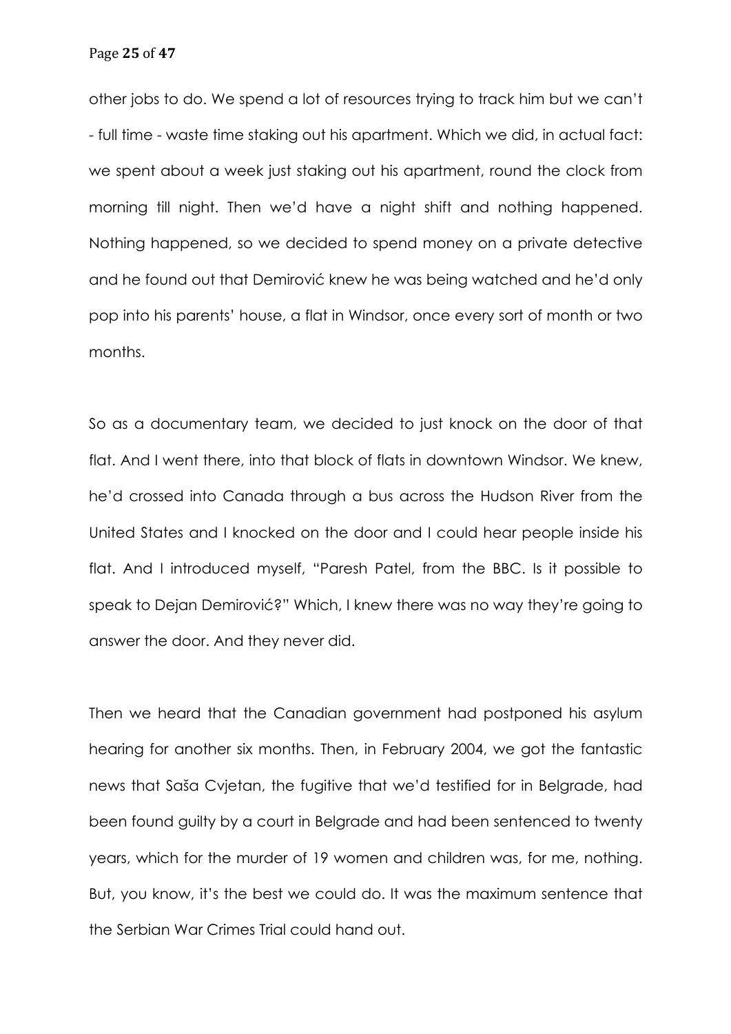other jobs to do. We spend a lot of resources trying to track him but we can't - full time - waste time staking out his apartment. Which we did, in actual fact: we spent about a week just staking out his apartment, round the clock from morning till night. Then we'd have a night shift and nothing happened. Nothing happened, so we decided to spend money on a private detective and he found out that Demirović knew he was being watched and he'd only pop into his parents' house, a flat in Windsor, once every sort of month or two months.

So as a documentary team, we decided to just knock on the door of that flat. And I went there, into that block of flats in downtown Windsor. We knew, he'd crossed into Canada through a bus across the Hudson River from the United States and I knocked on the door and I could hear people inside his flat. And I introduced myself, "Paresh Patel, from the BBC. Is it possible to speak to Dejan Demirović?" Which, I knew there was no way they're going to answer the door. And they never did.

Then we heard that the Canadian government had postponed his asylum hearing for another six months. Then, in February 2004, we got the fantastic news that Saša Cvjetan, the fugitive that we'd testified for in Belgrade, had been found guilty by a court in Belgrade and had been sentenced to twenty years, which for the murder of 19 women and children was, for me, nothing. But, you know, it's the best we could do. It was the maximum sentence that the Serbian War Crimes Trial could hand out.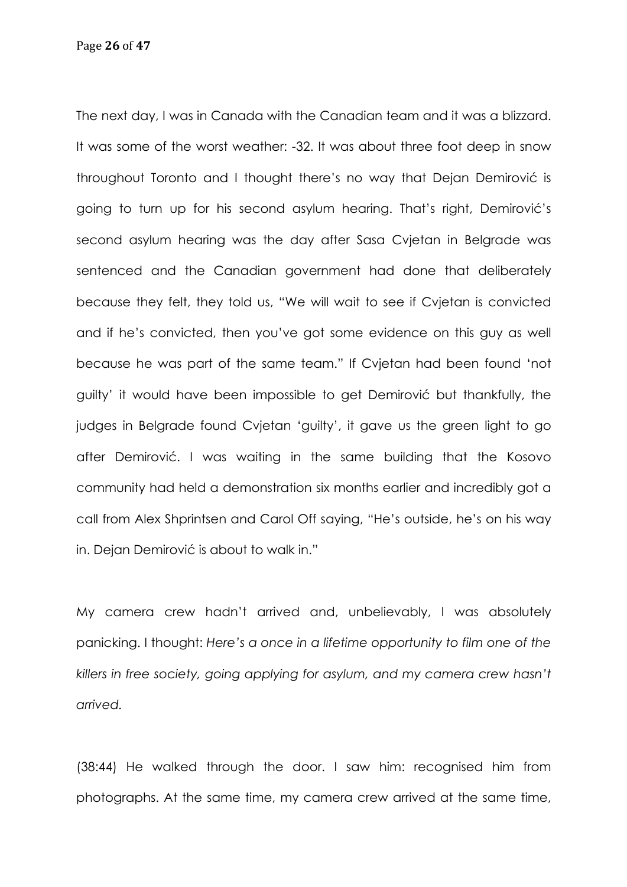The next day, I was in Canada with the Canadian team and it was a blizzard. It was some of the worst weather: -32. It was about three foot deep in snow throughout Toronto and I thought there's no way that Dejan Demirović is going to turn up for his second asylum hearing. That's right, Demirović's second asylum hearing was the day after Sasa Cvjetan in Belgrade was sentenced and the Canadian government had done that deliberately because they felt, they told us, "We will wait to see if Cvjetan is convicted and if he's convicted, then you've got some evidence on this guy as well because he was part of the same team." If Cvjetan had been found 'not guilty' it would have been impossible to get Demirović but thankfully, the judges in Belgrade found Cvjetan 'guilty', it gave us the green light to go after Demirović. I was waiting in the same building that the Kosovo community had held a demonstration six months earlier and incredibly got a call from Alex Shprintsen and Carol Off saying, "He's outside, he's on his way in. Dejan Demirović is about to walk in."

My camera crew hadn't arrived and, unbelievably, I was absolutely panicking. I thought: *Here's a once in a lifetime opportunity to film one of the killers in free society, going applying for asylum, and my camera crew hasn't arrived.*

(38:44) He walked through the door. I saw him: recognised him from photographs. At the same time, my camera crew arrived at the same time,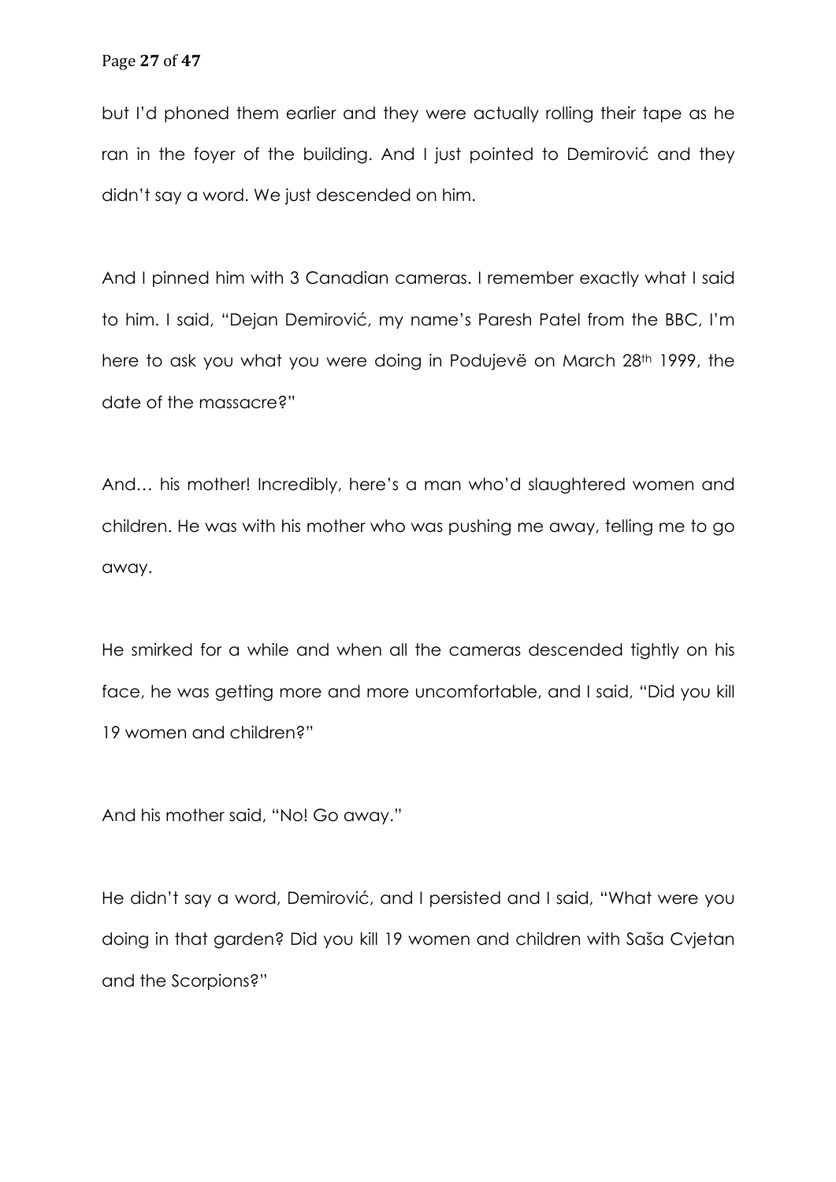but I'd phoned them earlier and they were actually rolling their tape as he ran in the foyer of the building. And I just pointed to Demirović and they didn't say a word. We just descended on him.

And I pinned him with 3 Canadian cameras. I remember exactly what I said to him. I said, "Dejan Demirović, my name's Paresh Patel from the BBC, I'm here to ask you what you were doing in Podujevë on March 28th 1999, the date of the massacre?"

And… his mother! Incredibly, here's a man who'd slaughtered women and children. He was with his mother who was pushing me away, telling me to go away.

He smirked for a while and when all the cameras descended tightly on his face, he was getting more and more uncomfortable, and I said, "Did you kill 19 women and children?"

And his mother said, "No! Go away."

He didn't say a word, Demirović, and I persisted and I said, "What were you doing in that garden? Did you kill 19 women and children with Saša Cvjetan and the Scorpions?"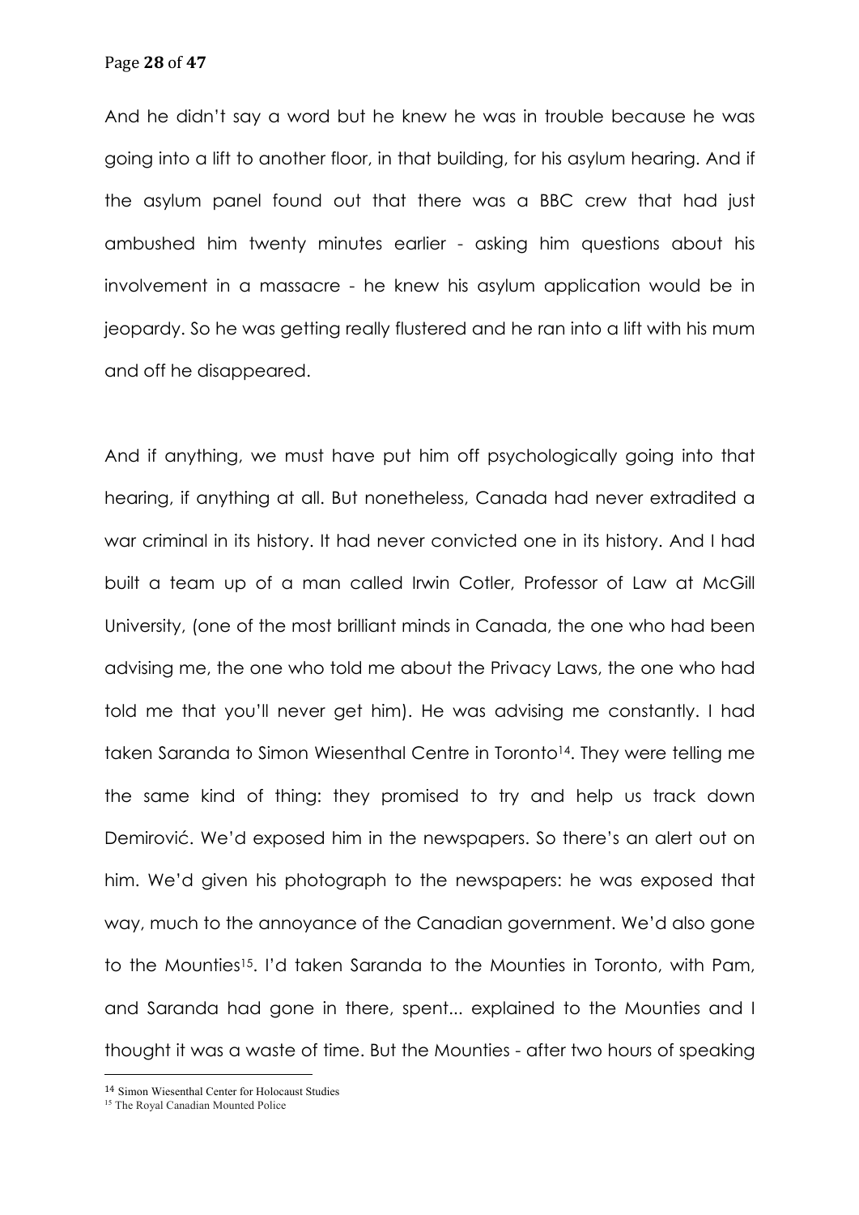And he didn't say a word but he knew he was in trouble because he was going into a lift to another floor, in that building, for his asylum hearing. And if the asylum panel found out that there was a BBC crew that had just ambushed him twenty minutes earlier - asking him questions about his involvement in a massacre - he knew his asylum application would be in jeopardy. So he was getting really flustered and he ran into a lift with his mum and off he disappeared.

And if anything, we must have put him off psychologically going into that hearing, if anything at all. But nonetheless, Canada had never extradited a war criminal in its history. It had never convicted one in its history. And I had built a team up of a man called Irwin Cotler, Professor of Law at McGill University, (one of the most brilliant minds in Canada, the one who had been advising me, the one who told me about the Privacy Laws, the one who had told me that you'll never get him). He was advising me constantly. I had taken Saranda to Simon Wiesenthal Centre in Toronto[14]. They were telling me the same kind of thing: they promised to try and help us track down Demirović. We'd exposed him in the newspapers. So there's an alert out on him. We'd given his photograph to the newspapers: he was exposed that way, much to the annoyance of the Canadian government. We'd also gone to the Mounties[15]. I'd taken Saranda to the Mounties in Toronto, with Pam, and Saranda had gone in there, spent... explained to the Mounties and I thought it was a waste of time. But the Mounties - after two hours of speaking

[14] Simon Wiesenthal Center for Holocaust Studies

[15] The Royal Canadian Mounted Police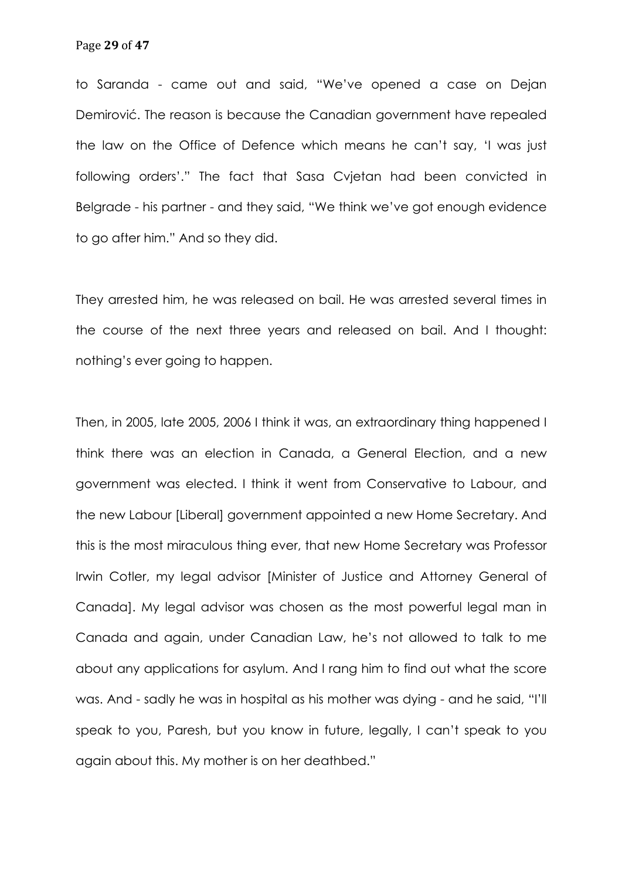to Saranda - came out and said, "We've opened a case on Dejan Demirović. The reason is because the Canadian government have repealed the law on the Office of Defence which means he can't say, 'I was just following orders'." The fact that Sasa Cvjetan had been convicted in Belgrade - his partner - and they said, "We think we've got enough evidence to go after him." And so they did.

They arrested him, he was released on bail. He was arrested several times in the course of the next three years and released on bail. And I thought: nothing's ever going to happen.

Then, in 2005, late 2005, 2006 I think it was, an extraordinary thing happened I think there was an election in Canada, a General Election, and a new government was elected. I think it went from Conservative to Labour, and the new Labour [Liberal] government appointed a new Home Secretary. And this is the most miraculous thing ever, that new Home Secretary was Professor Irwin Cotler, my legal advisor [Minister of Justice and Attorney General of Canada]. My legal advisor was chosen as the most powerful legal man in Canada and again, under Canadian Law, he's not allowed to talk to me about any applications for asylum. And I rang him to find out what the score was. And - sadly he was in hospital as his mother was dying - and he said, "I'll speak to you, Paresh, but you know in future, legally, I can't speak to you again about this. My mother is on her deathbed."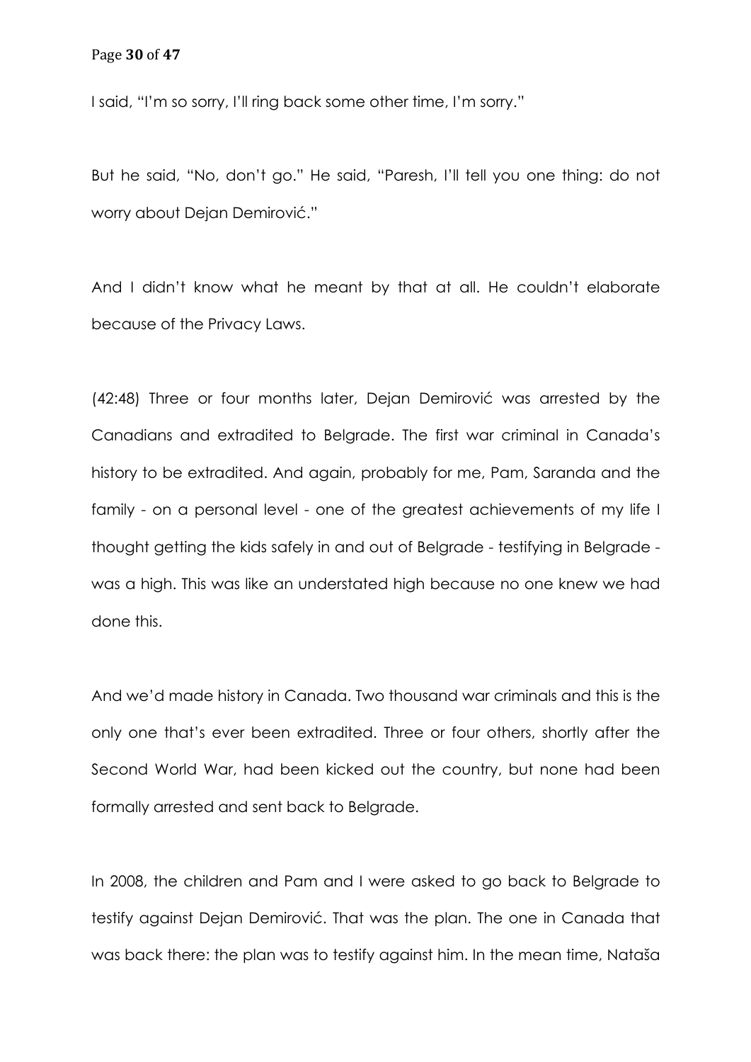I said, "I'm so sorry, I'll ring back some other time, I'm sorry."

But he said, "No, don't go." He said, "Paresh, I'll tell you one thing: do not worry about Dejan Demirović."

And I didn't know what he meant by that at all. He couldn't elaborate because of the Privacy Laws.

(42:48) Three or four months later, Dejan Demirović was arrested by the Canadians and extradited to Belgrade. The first war criminal in Canada's history to be extradited. And again, probably for me, Pam, Saranda and the family - on a personal level - one of the greatest achievements of my life I thought getting the kids safely in and out of Belgrade - testifying in Belgrade - was a high. This was like an understated high because no one knew we had done this.

And we'd made history in Canada. Two thousand war criminals and this is the only one that's ever been extradited. Three or four others, shortly after the Second World War, had been kicked out the country, but none had been formally arrested and sent back to Belgrade.

In 2008, the children and Pam and I were asked to go back to Belgrade to testify against Dejan Demirović. That was the plan. The one in Canada that was back there: the plan was to testify against him. In the mean time, Nataša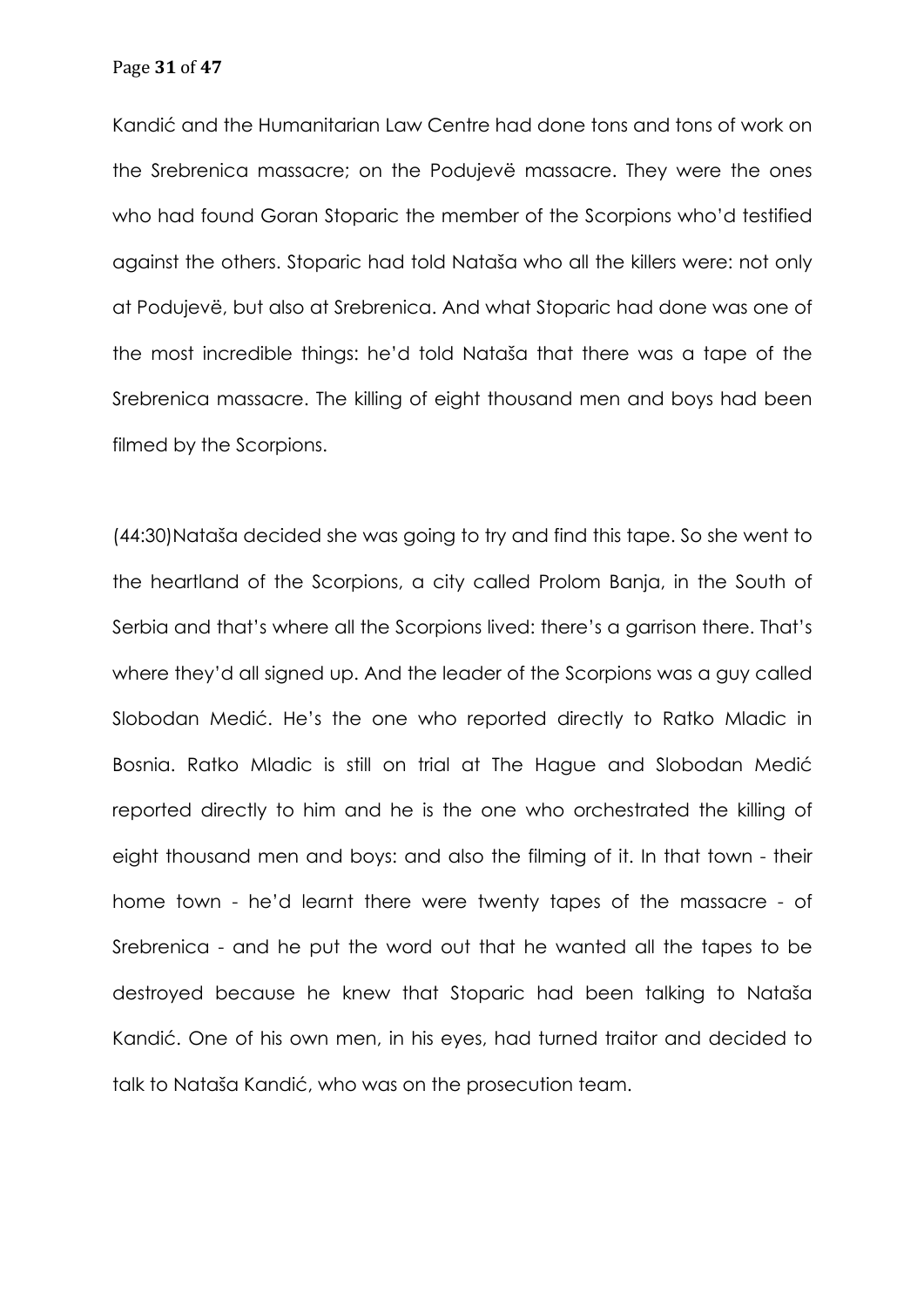Kandić and the Humanitarian Law Centre had done tons and tons of work on the Srebrenica massacre; on the Podujevë massacre. They were the ones who had found Goran Stoparic the member of the Scorpions who'd testified against the others. Stoparic had told Nataša who all the killers were: not only at Podujevë, but also at Srebrenica. And what Stoparic had done was one of the most incredible things: he'd told Nataša that there was a tape of the Srebrenica massacre. The killing of eight thousand men and boys had been filmed by the Scorpions.

(44:30)Nataša decided she was going to try and find this tape. So she went to the heartland of the Scorpions, a city called Prolom Banja, in the South of Serbia and that's where all the Scorpions lived: there's a garrison there. That's where they'd all signed up. And the leader of the Scorpions was a guy called Slobodan Medić. He's the one who reported directly to Ratko Mladic in Bosnia. Ratko Mladic is still on trial at The Hague and Slobodan Medić reported directly to him and he is the one who orchestrated the killing of eight thousand men and boys: and also the filming of it. In that town - their home town - he'd learnt there were twenty tapes of the massacre - of Srebrenica - and he put the word out that he wanted all the tapes to be destroyed because he knew that Stoparic had been talking to Nataša Kandić. One of his own men, in his eyes, had turned traitor and decided to talk to Nataša Kandić, who was on the prosecution team.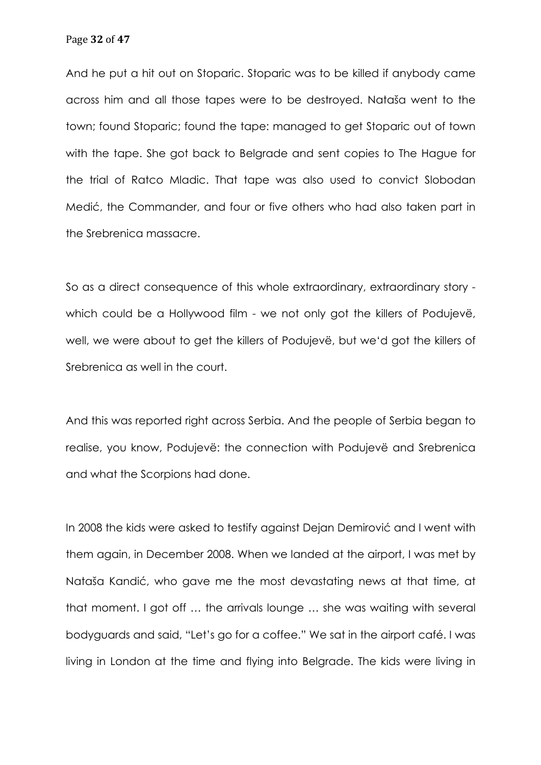And he put a hit out on Stoparic. Stoparic was to be killed if anybody came across him and all those tapes were to be destroyed. Nataša went to the town; found Stoparic; found the tape: managed to get Stoparic out of town with the tape. She got back to Belgrade and sent copies to The Hague for the trial of Ratco Mladic. That tape was also used to convict Slobodan Medić, the Commander, and four or five others who had also taken part in the Srebrenica massacre.

So as a direct consequence of this whole extraordinary, extraordinary story - which could be a Hollywood film - we not only got the killers of Podujevë, well, we were about to get the killers of Podujevë, but we'd got the killers of Srebrenica as well in the court.

And this was reported right across Serbia. And the people of Serbia began to realise, you know, Podujevë: the connection with Podujevë and Srebrenica and what the Scorpions had done.

In 2008 the kids were asked to testify against Dejan Demirović and I went with them again, in December 2008. When we landed at the airport, I was met by Nataša Kandić, who gave me the most devastating news at that time, at that moment. I got off … the arrivals lounge … she was waiting with several bodyguards and said, "Let's go for a coffee." We sat in the airport café. I was living in London at the time and flying into Belgrade. The kids were living in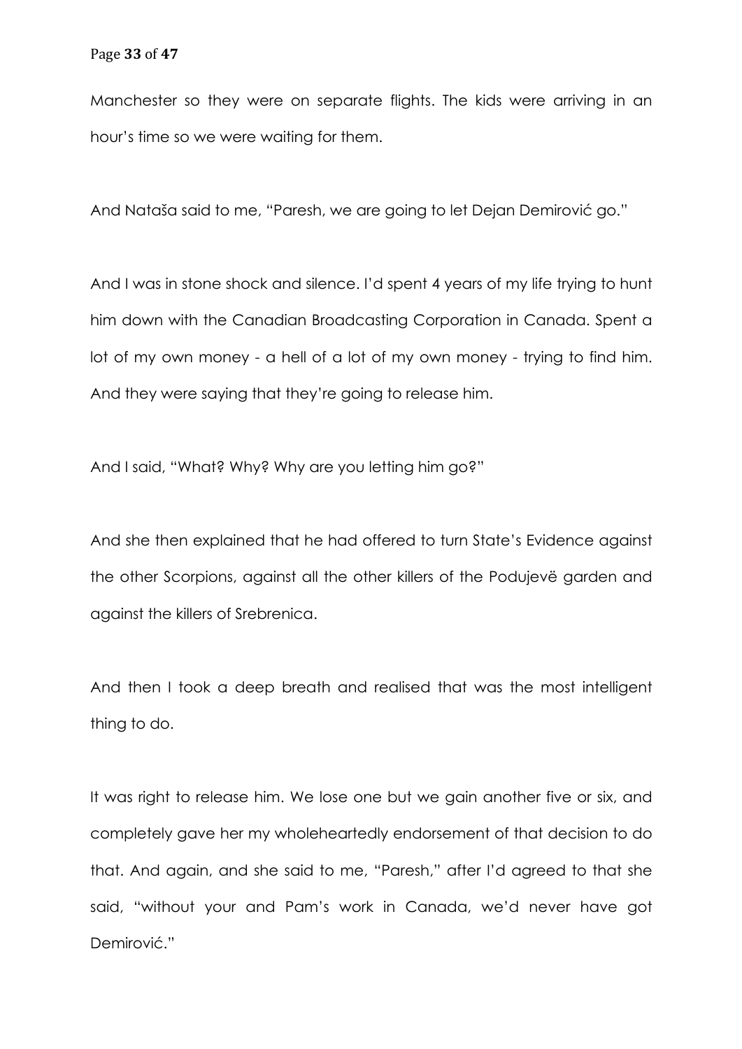Manchester so they were on separate flights. The kids were arriving in an hour's time so we were waiting for them.

And Nataša said to me, "Paresh, we are going to let Dejan Demirović go."

And I was in stone shock and silence. I'd spent 4 years of my life trying to hunt him down with the Canadian Broadcasting Corporation in Canada. Spent a lot of my own money - a hell of a lot of my own money - trying to find him. And they were saying that they're going to release him.

And I said, "What? Why? Why are you letting him go?"

And she then explained that he had offered to turn State's Evidence against the other Scorpions, against all the other killers of the Podujevë garden and against the killers of Srebrenica.

And then I took a deep breath and realised that was the most intelligent thing to do.

It was right to release him. We lose one but we gain another five or six, and completely gave her my wholeheartedly endorsement of that decision to do that. And again, and she said to me, "Paresh," after I'd agreed to that she said, "without your and Pam's work in Canada, we'd never have got Demirović."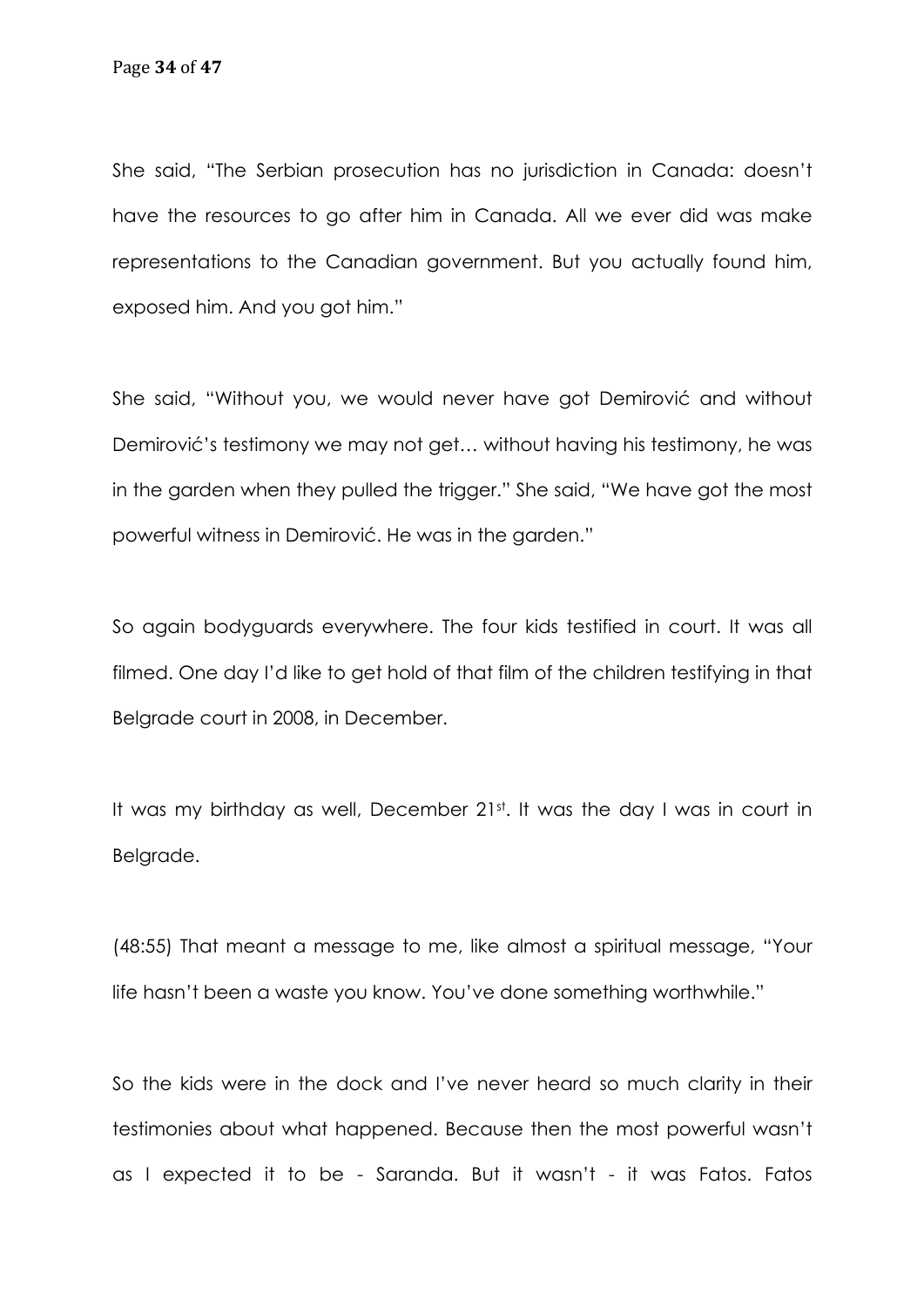She said, "The Serbian prosecution has no jurisdiction in Canada: doesn't have the resources to go after him in Canada. All we ever did was make representations to the Canadian government. But you actually found him, exposed him. And you got him."

She said, "Without you, we would never have got Demirović and without Demirović's testimony we may not get… without having his testimony, he was in the garden when they pulled the trigger." She said, "We have got the most powerful witness in Demirović. He was in the garden."

So again bodyguards everywhere. The four kids testified in court. It was all filmed. One day I'd like to get hold of that film of the children testifying in that Belgrade court in 2008, in December.

It was my birthday as well, December 21st. It was the day I was in court in Belgrade.

(48:55) That meant a message to me, like almost a spiritual message, "Your life hasn't been a waste you know. You've done something worthwhile."

So the kids were in the dock and I've never heard so much clarity in their testimonies about what happened. Because then the most powerful wasn't as I expected it to be - Saranda. But it wasn't - it was Fatos. Fatos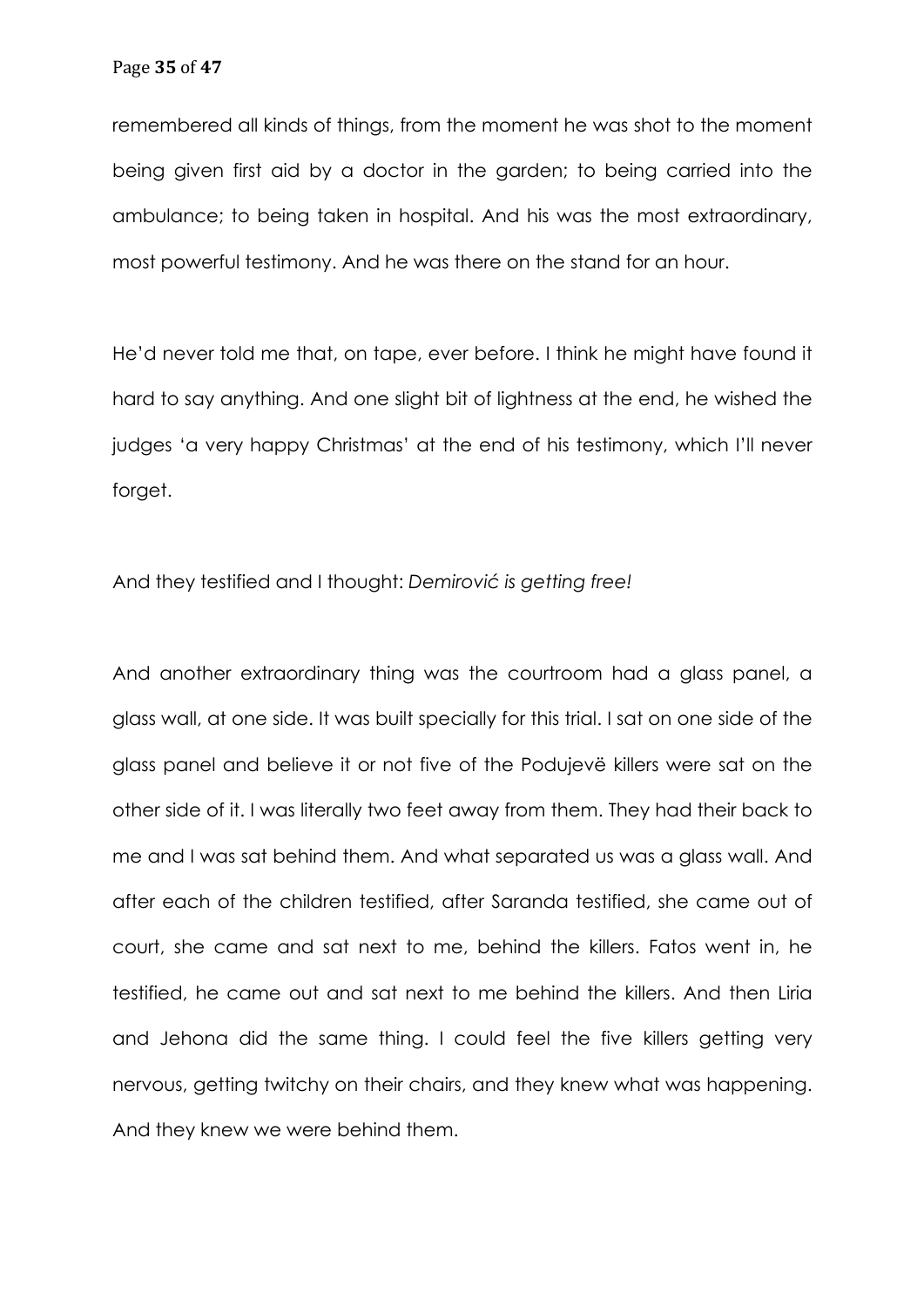remembered all kinds of things, from the moment he was shot to the moment being given first aid by a doctor in the garden; to being carried into the ambulance; to being taken in hospital. And his was the most extraordinary, most powerful testimony. And he was there on the stand for an hour.

He'd never told me that, on tape, ever before. I think he might have found it hard to say anything. And one slight bit of lightness at the end, he wished the judges 'a very happy Christmas' at the end of his testimony, which I'll never forget.

And they testified and I thought: *Demirović is getting free!*

And another extraordinary thing was the courtroom had a glass panel, a glass wall, at one side. It was built specially for this trial. I sat on one side of the glass panel and believe it or not five of the Podujevë killers were sat on the other side of it. I was literally two feet away from them. They had their back to me and I was sat behind them. And what separated us was a glass wall. And after each of the children testified, after Saranda testified, she came out of court, she came and sat next to me, behind the killers. Fatos went in, he testified, he came out and sat next to me behind the killers. And then Liria and Jehona did the same thing. I could feel the five killers getting very nervous, getting twitchy on their chairs, and they knew what was happening. And they knew we were behind them.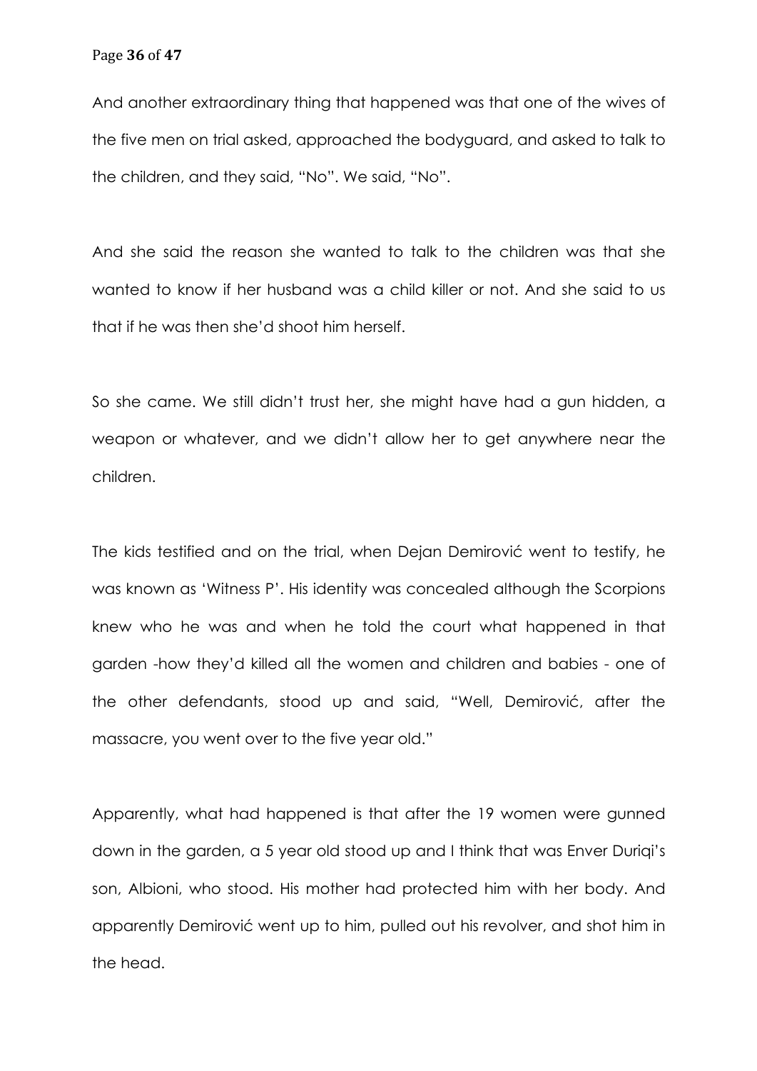And another extraordinary thing that happened was that one of the wives of the five men on trial asked, approached the bodyguard, and asked to talk to the children, and they said, "No". We said, "No".

And she said the reason she wanted to talk to the children was that she wanted to know if her husband was a child killer or not. And she said to us that if he was then she'd shoot him herself.

So she came. We still didn't trust her, she might have had a gun hidden, a weapon or whatever, and we didn't allow her to get anywhere near the children.

The kids testified and on the trial, when Dejan Demirović went to testify, he was known as 'Witness P'. His identity was concealed although the Scorpions knew who he was and when he told the court what happened in that garden -how they'd killed all the women and children and babies - one of the other defendants, stood up and said, "Well, Demirović, after the massacre, you went over to the five year old."

Apparently, what had happened is that after the 19 women were gunned down in the garden, a 5 year old stood up and I think that was Enver Duriqi's son, Albioni, who stood. His mother had protected him with her body. And apparently Demirović went up to him, pulled out his revolver, and shot him in the head.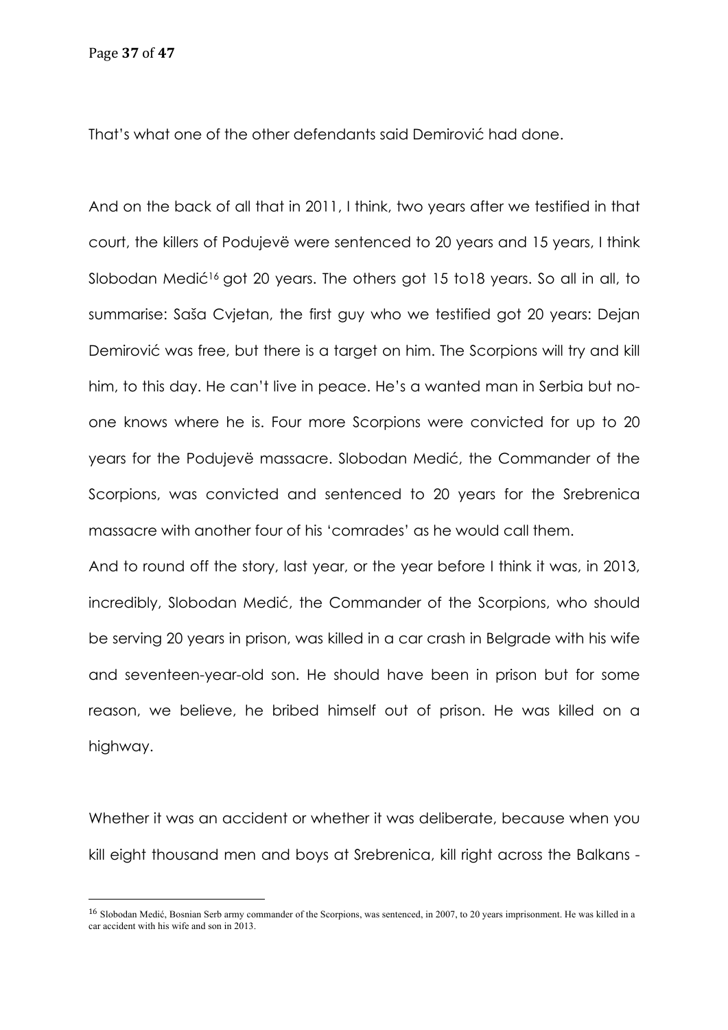That's what one of the other defendants said Demirović had done.

And on the back of all that in 2011, I think, two years after we testified in that court, the killers of Podujevë were sentenced to 20 years and 15 years, I think Slobodan Medić[16] got 20 years. The others got 15 to18 years. So all in all, to summarise: Saša Cvjetan, the first guy who we testified got 20 years: Dejan Demirović was free, but there is a target on him. The Scorpions will try and kill him, to this day. He can't live in peace. He's a wanted man in Serbia but no-one knows where he is. Four more Scorpions were convicted for up to 20 years for the Podujevë massacre. Slobodan Medić, the Commander of the Scorpions, was convicted and sentenced to 20 years for the Srebrenica massacre with another four of his 'comrades' as he would call them.

And to round off the story, last year, or the year before I think it was, in 2013, incredibly, Slobodan Medić, the Commander of the Scorpions, who should be serving 20 years in prison, was killed in a car crash in Belgrade with his wife and seventeen-year-old son. He should have been in prison but for some reason, we believe, he bribed himself out of prison. He was killed on a highway.

Whether it was an accident or whether it was deliberate, because when you kill eight thousand men and boys at Srebrenica, kill right across the Balkans -

---

[16] Slobodan Medić, Bosnian Serb army commander of the Scorpions, was sentenced, in 2007, to 20 years imprisonment. He was killed in a car accident with his wife and son in 2013.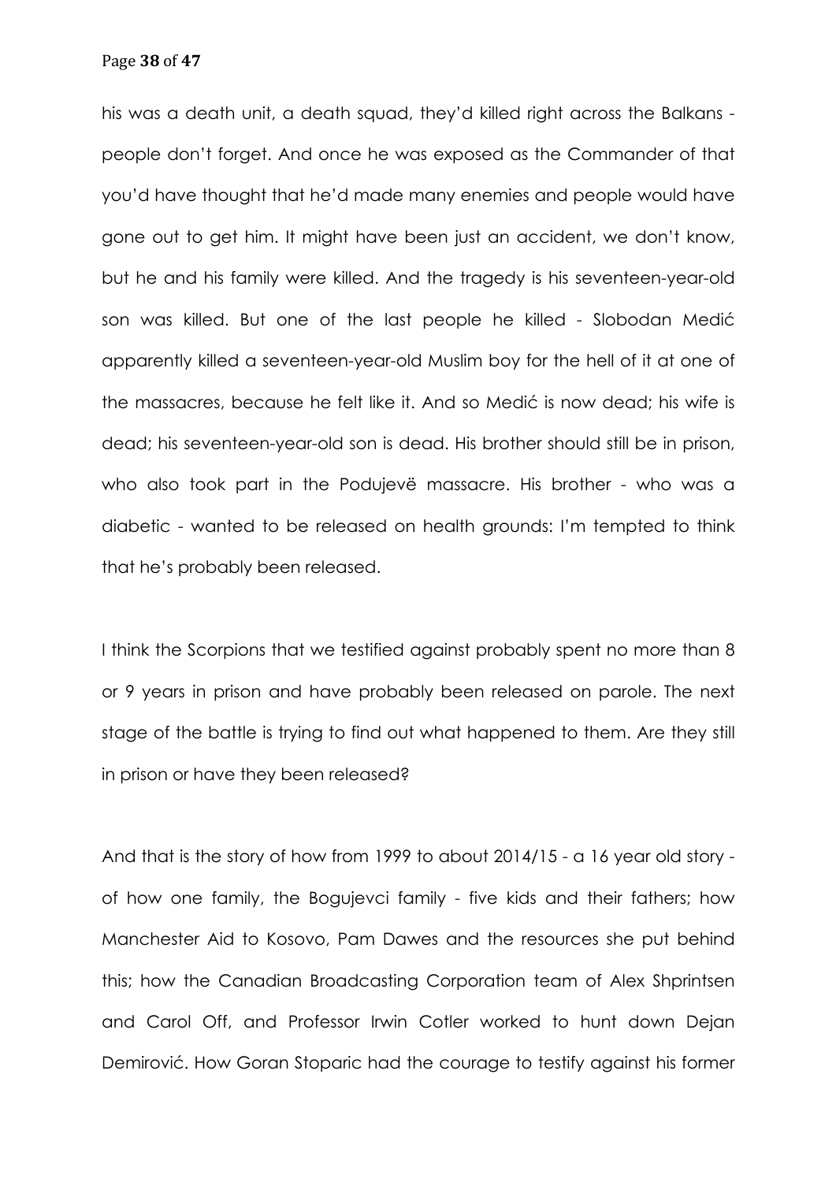his was a death unit, a death squad, they'd killed right across the Balkans - people don't forget. And once he was exposed as the Commander of that you'd have thought that he'd made many enemies and people would have gone out to get him. It might have been just an accident, we don't know, but he and his family were killed. And the tragedy is his seventeen-year-old son was killed. But one of the last people he killed - Slobodan Medić apparently killed a seventeen-year-old Muslim boy for the hell of it at one of the massacres, because he felt like it. And so Medić is now dead; his wife is dead; his seventeen-year-old son is dead. His brother should still be in prison, who also took part in the Podujevë massacre. His brother - who was a diabetic - wanted to be released on health grounds: I'm tempted to think that he's probably been released.

I think the Scorpions that we testified against probably spent no more than 8 or 9 years in prison and have probably been released on parole. The next stage of the battle is trying to find out what happened to them. Are they still in prison or have they been released?

And that is the story of how from 1999 to about 2014/15 - a 16 year old story - of how one family, the Bogujevci family - five kids and their fathers; how Manchester Aid to Kosovo, Pam Dawes and the resources she put behind this; how the Canadian Broadcasting Corporation team of Alex Shprintsen and Carol Off, and Professor Irwin Cotler worked to hunt down Dejan Demirović. How Goran Stoparic had the courage to testify against his former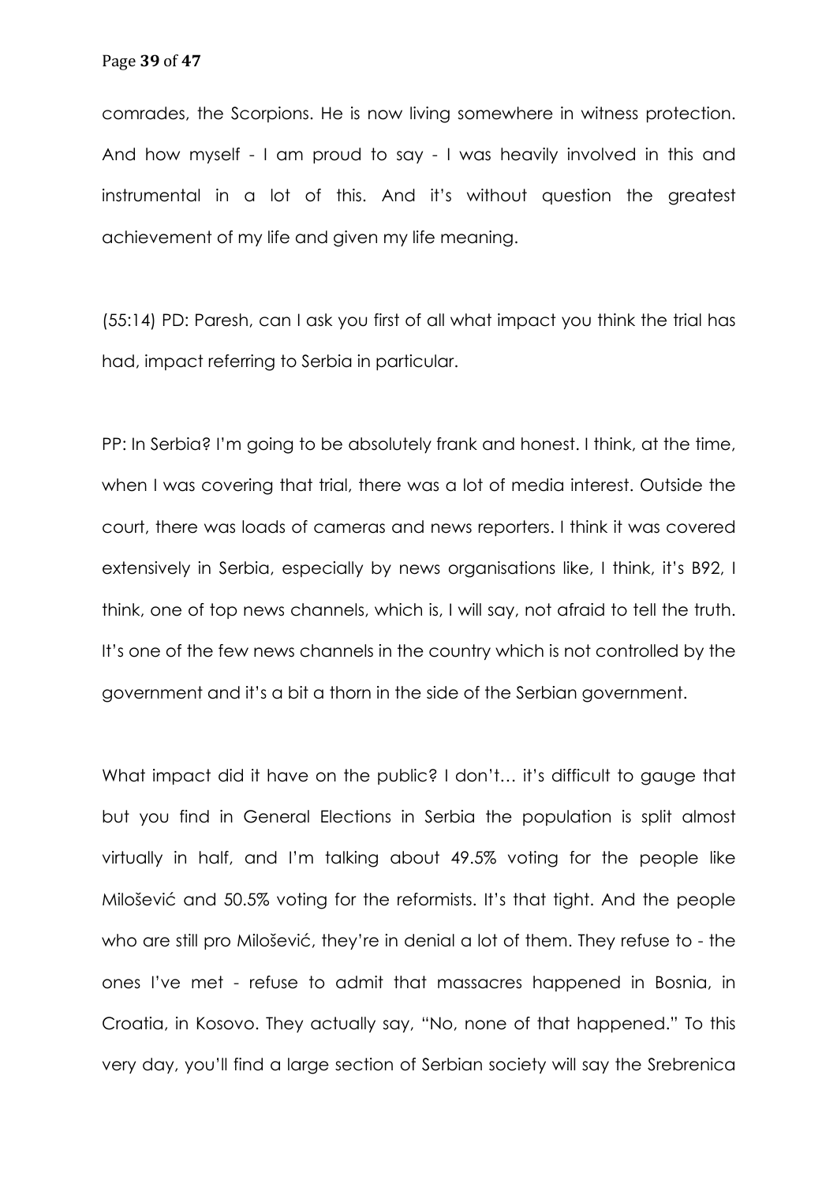comrades, the Scorpions. He is now living somewhere in witness protection. And how myself - I am proud to say - I was heavily involved in this and instrumental in a lot of this. And it's without question the greatest achievement of my life and given my life meaning.

(55:14) PD: Paresh, can I ask you first of all what impact you think the trial has had, impact referring to Serbia in particular.

PP: In Serbia? I'm going to be absolutely frank and honest. I think, at the time, when I was covering that trial, there was a lot of media interest. Outside the court, there was loads of cameras and news reporters. I think it was covered extensively in Serbia, especially by news organisations like, I think, it's B92, I think, one of top news channels, which is, I will say, not afraid to tell the truth. It's one of the few news channels in the country which is not controlled by the government and it's a bit a thorn in the side of the Serbian government.

What impact did it have on the public? I don't… it's difficult to gauge that but you find in General Elections in Serbia the population is split almost virtually in half, and I'm talking about 49.5% voting for the people like Milošević and 50.5% voting for the reformists. It's that tight. And the people who are still pro Milošević, they're in denial a lot of them. They refuse to - the ones I've met - refuse to admit that massacres happened in Bosnia, in Croatia, in Kosovo. They actually say, "No, none of that happened." To this very day, you'll find a large section of Serbian society will say the Srebrenica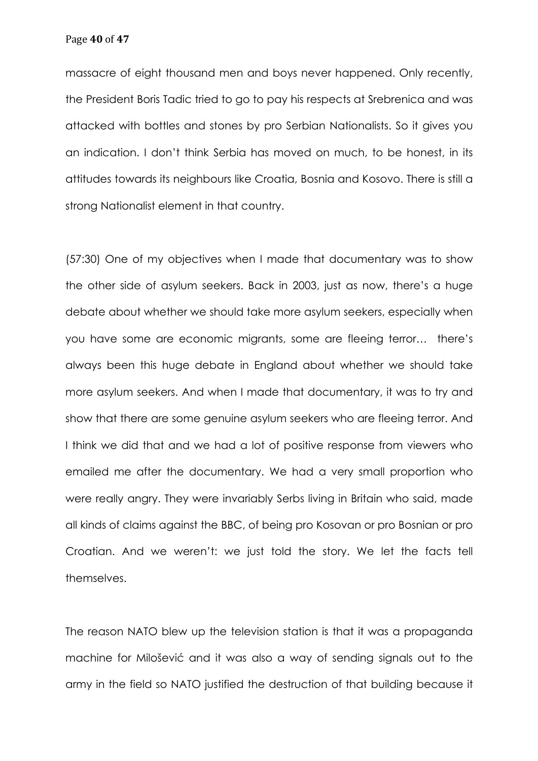massacre of eight thousand men and boys never happened. Only recently, the President Boris Tadic tried to go to pay his respects at Srebrenica and was attacked with bottles and stones by pro Serbian Nationalists. So it gives you an indication. I don't think Serbia has moved on much, to be honest, in its attitudes towards its neighbours like Croatia, Bosnia and Kosovo. There is still a strong Nationalist element in that country.

(57:30) One of my objectives when I made that documentary was to show the other side of asylum seekers. Back in 2003, just as now, there's a huge debate about whether we should take more asylum seekers, especially when you have some are economic migrants, some are fleeing terror… there's always been this huge debate in England about whether we should take more asylum seekers. And when I made that documentary, it was to try and show that there are some genuine asylum seekers who are fleeing terror. And I think we did that and we had a lot of positive response from viewers who emailed me after the documentary. We had a very small proportion who were really angry. They were invariably Serbs living in Britain who said, made all kinds of claims against the BBC, of being pro Kosovan or pro Bosnian or pro Croatian. And we weren't: we just told the story. We let the facts tell themselves.

The reason NATO blew up the television station is that it was a propaganda machine for Milošević and it was also a way of sending signals out to the army in the field so NATO justified the destruction of that building because it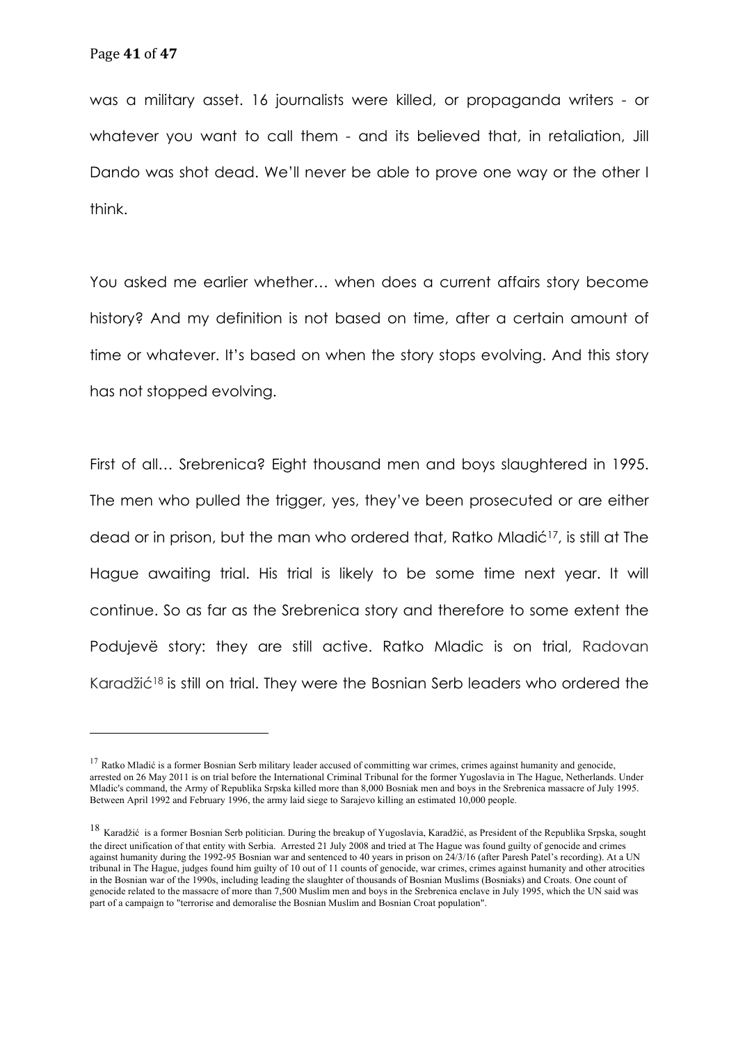was a military asset. 16 journalists were killed, or propaganda writers - or whatever you want to call them - and its believed that, in retaliation, Jill Dando was shot dead. We'll never be able to prove one way or the other I think.

You asked me earlier whether… when does a current affairs story become history? And my definition is not based on time, after a certain amount of time or whatever. It's based on when the story stops evolving. And this story has not stopped evolving.

First of all… Srebrenica? Eight thousand men and boys slaughtered in 1995. The men who pulled the trigger, yes, they've been prosecuted or are either dead or in prison, but the man who ordered that, Ratko Mladić[17], is still at The Hague awaiting trial. His trial is likely to be some time next year. It will continue. So as far as the Srebrenica story and therefore to some extent the Podujevë story: they are still active. Ratko Mladic is on trial, Radovan Karadžić[18] is still on trial. They were the Bosnian Serb leaders who ordered the

---

[17] Ratko Mladić is a former Bosnian Serb military leader accused of committing war crimes, crimes against humanity and genocide, arrested on 26 May 2011 is on trial before the International Criminal Tribunal for the former Yugoslavia in The Hague, Netherlands. Under Mladic's command, the Army of Republika Srpska killed more than 8,000 Bosniak men and boys in the Srebrenica massacre of July 1995. Between April 1992 and February 1996, the army laid siege to Sarajevo killing an estimated 10,000 people.

[18] Karadžić is a former Bosnian Serb politician. During the breakup of Yugoslavia, Karadžić, as President of the Republika Srpska, sought the direct unification of that entity with Serbia. Arrested 21 July 2008 and tried at The Hague was found guilty of genocide and crimes against humanity during the 1992-95 Bosnian war and sentenced to 40 years in prison on 24/3/16 (after Paresh Patel's recording). At a UN tribunal in The Hague, judges found him guilty of 10 out of 11 counts of genocide, war crimes, crimes against humanity and other atrocities in the Bosnian war of the 1990s, including leading the slaughter of thousands of Bosnian Muslims (Bosniaks) and Croats. One count of genocide related to the massacre of more than 7,500 Muslim men and boys in the Srebrenica enclave in July 1995, which the UN said was part of a campaign to "terrorise and demoralise the Bosnian Muslim and Bosnian Croat population".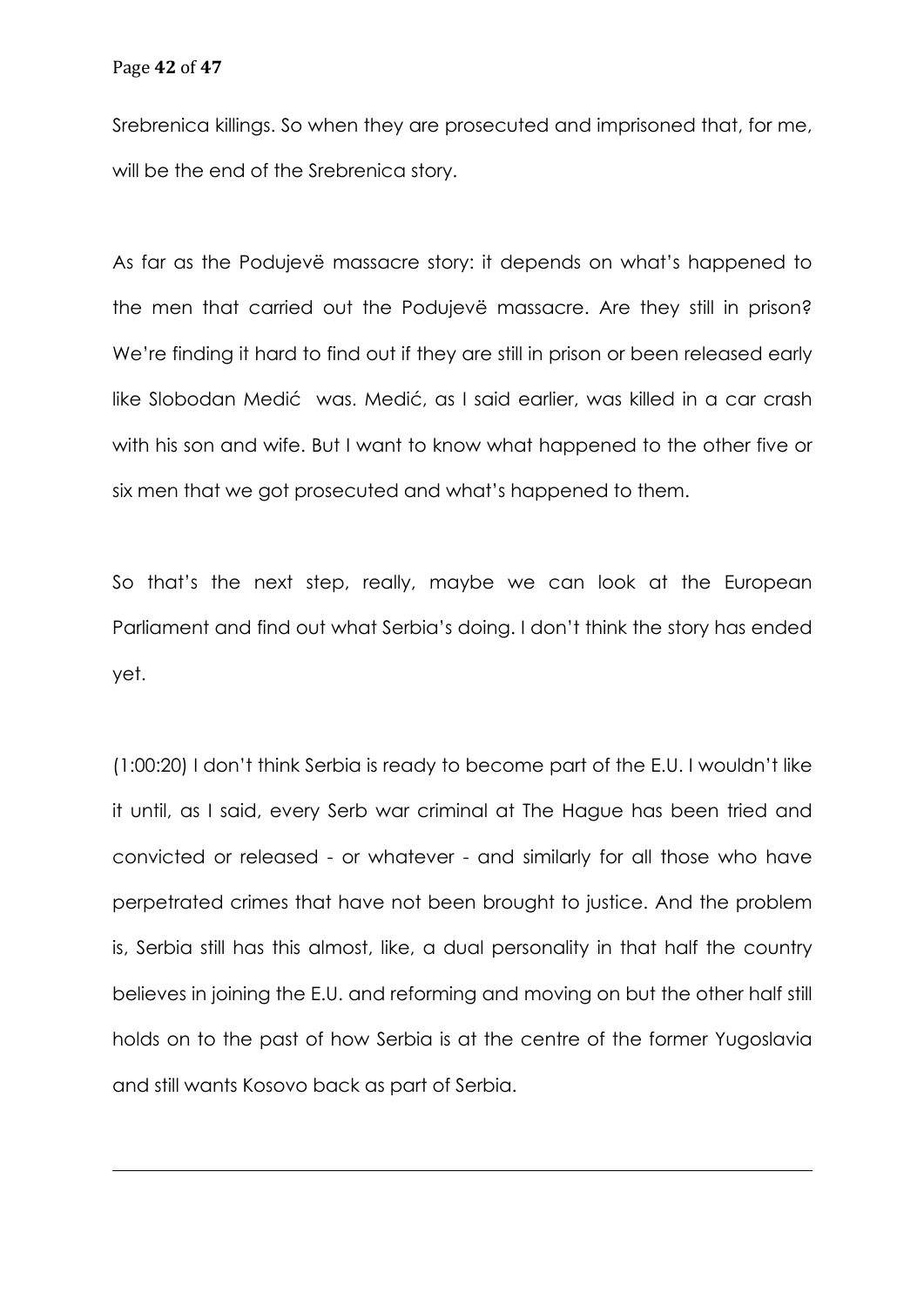Srebrenica killings. So when they are prosecuted and imprisoned that, for me, will be the end of the Srebrenica story.

As far as the Podujevë massacre story: it depends on what's happened to the men that carried out the Podujevë massacre. Are they still in prison? We're finding it hard to find out if they are still in prison or been released early like Slobodan Medić was. Medić, as I said earlier, was killed in a car crash with his son and wife. But I want to know what happened to the other five or six men that we got prosecuted and what's happened to them.

So that's the next step, really, maybe we can look at the European Parliament and find out what Serbia's doing. I don't think the story has ended yet.

(1:00:20) I don't think Serbia is ready to become part of the E.U. I wouldn't like it until, as I said, every Serb war criminal at The Hague has been tried and convicted or released - or whatever - and similarly for all those who have perpetrated crimes that have not been brought to justice. And the problem is, Serbia still has this almost, like, a dual personality in that half the country believes in joining the E.U. and reforming and moving on but the other half still holds on to the past of how Serbia is at the centre of the former Yugoslavia and still wants Kosovo back as part of Serbia.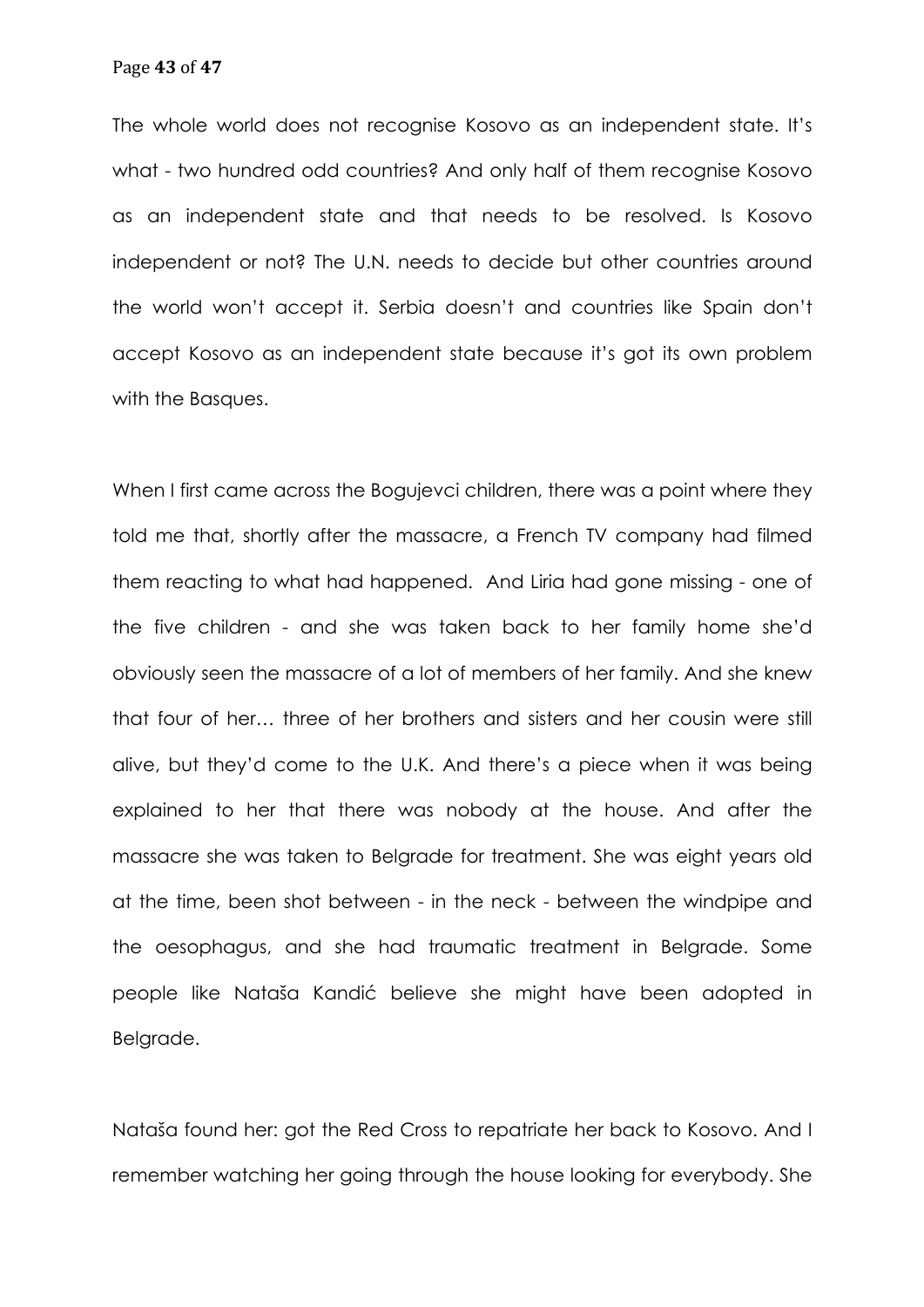The whole world does not recognise Kosovo as an independent state. It's what - two hundred odd countries? And only half of them recognise Kosovo as an independent state and that needs to be resolved. Is Kosovo independent or not? The U.N. needs to decide but other countries around the world won't accept it. Serbia doesn't and countries like Spain don't accept Kosovo as an independent state because it's got its own problem with the Basques.

When I first came across the Bogujevci children, there was a point where they told me that, shortly after the massacre, a French TV company had filmed them reacting to what had happened. And Liria had gone missing - one of the five children - and she was taken back to her family home she'd obviously seen the massacre of a lot of members of her family. And she knew that four of her… three of her brothers and sisters and her cousin were still alive, but they'd come to the U.K. And there's a piece when it was being explained to her that there was nobody at the house. And after the massacre she was taken to Belgrade for treatment. She was eight years old at the time, been shot between - in the neck - between the windpipe and the oesophagus, and she had traumatic treatment in Belgrade. Some people like Nataša Kandić believe she might have been adopted in Belgrade.

Nataša found her: got the Red Cross to repatriate her back to Kosovo. And I remember watching her going through the house looking for everybody. She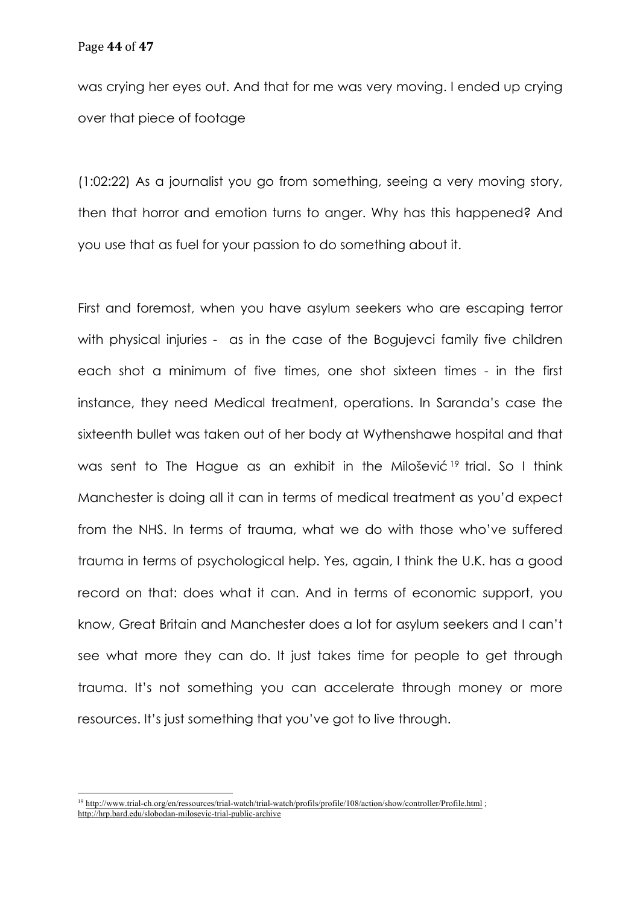was crying her eyes out. And that for me was very moving. I ended up crying over that piece of footage

(1:02:22) As a journalist you go from something, seeing a very moving story, then that horror and emotion turns to anger. Why has this happened? And you use that as fuel for your passion to do something about it.

First and foremost, when you have asylum seekers who are escaping terror with physical injuries - as in the case of the Bogujevci family five children each shot a minimum of five times, one shot sixteen times - in the first instance, they need Medical treatment, operations. In Saranda's case the sixteenth bullet was taken out of her body at Wythenshawe hospital and that was sent to The Hague as an exhibit in the Milošević[19] trial. So I think Manchester is doing all it can in terms of medical treatment as you'd expect from the NHS. In terms of trauma, what we do with those who've suffered trauma in terms of psychological help. Yes, again, I think the U.K. has a good record on that: does what it can. And in terms of economic support, you know, Great Britain and Manchester does a lot for asylum seekers and I can't see what more they can do. It just takes time for people to get through trauma. It's not something you can accelerate through money or more resources. It's just something that you've got to live through.

---

[19] http://www.trial-ch.org/en/ressources/trial-watch/trial-watch/profils/profile/108/action/show/controller/Profile.html ; http://hrp.bard.edu/slobodan-milosevic-trial-public-archive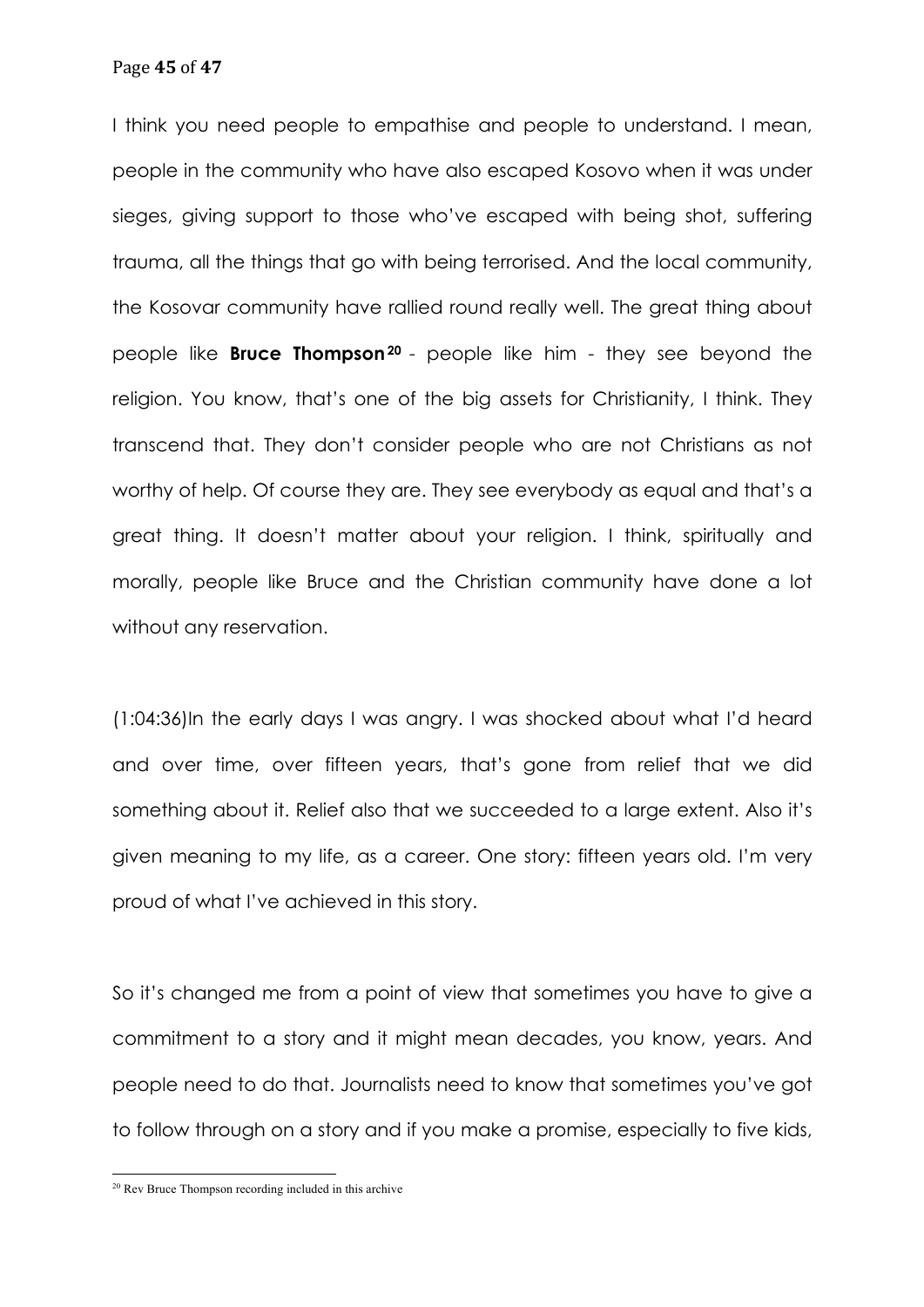I think you need people to empathise and people to understand. I mean, people in the community who have also escaped Kosovo when it was under sieges, giving support to those who've escaped with being shot, suffering trauma, all the things that go with being terrorised. And the local community, the Kosovar community have rallied round really well. The great thing about people like **Bruce Thompson**[20] - people like him - they see beyond the religion. You know, that's one of the big assets for Christianity, I think. They transcend that. They don't consider people who are not Christians as not worthy of help. Of course they are. They see everybody as equal and that's a great thing. It doesn't matter about your religion. I think, spiritually and morally, people like Bruce and the Christian community have done a lot without any reservation.

(1:04:36)In the early days I was angry. I was shocked about what I'd heard and over time, over fifteen years, that's gone from relief that we did something about it. Relief also that we succeeded to a large extent. Also it's given meaning to my life, as a career. One story: fifteen years old. I'm very proud of what I've achieved in this story.

So it's changed me from a point of view that sometimes you have to give a commitment to a story and it might mean decades, you know, years. And people need to do that. Journalists need to know that sometimes you've got to follow through on a story and if you make a promise, especially to five kids,

[20] Rev Bruce Thompson recording included in this archive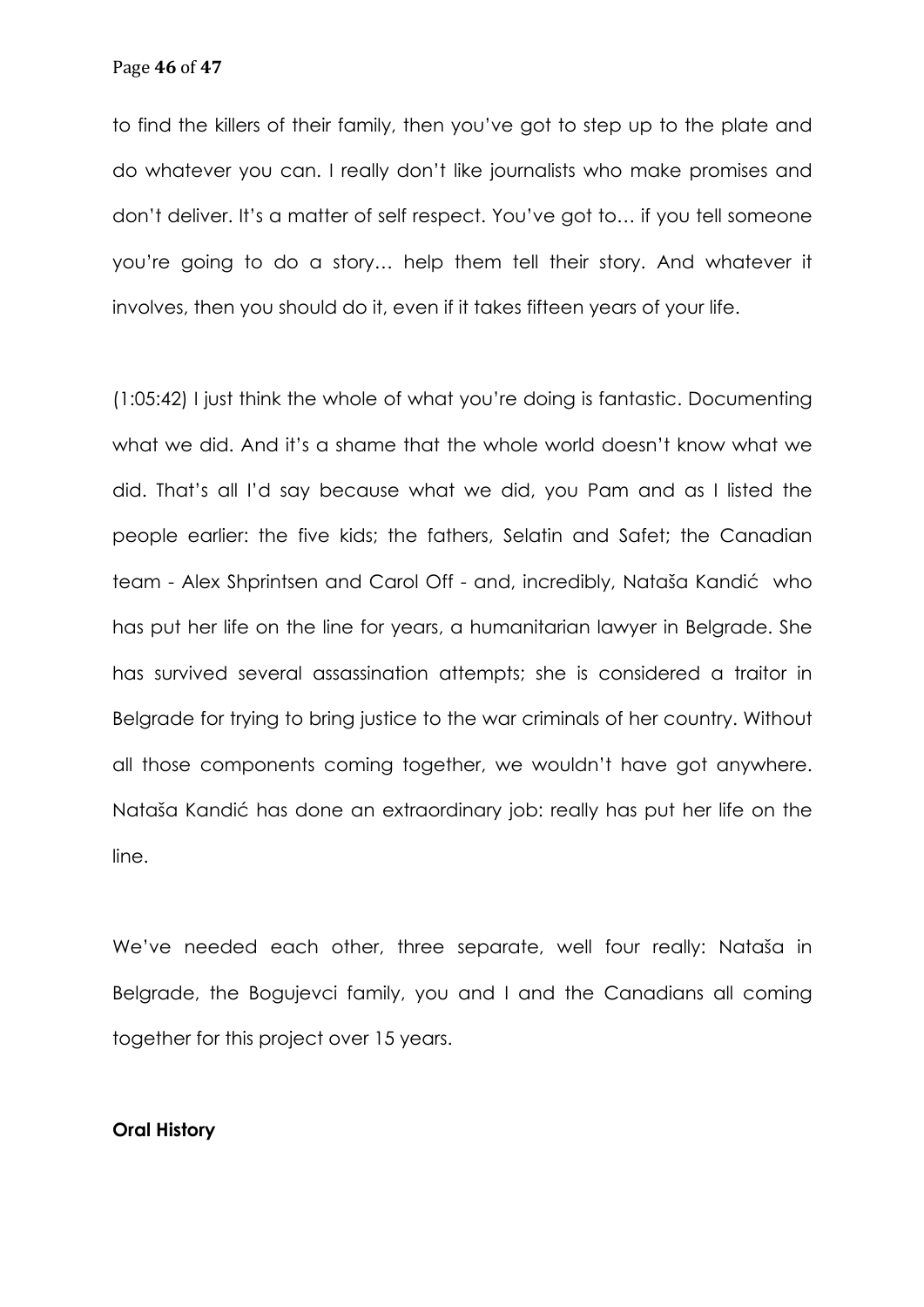to find the killers of their family, then you've got to step up to the plate and do whatever you can. I really don't like journalists who make promises and don't deliver. It's a matter of self respect. You've got to… if you tell someone you're going to do a story… help them tell their story. And whatever it involves, then you should do it, even if it takes fifteen years of your life.

(1:05:42) I just think the whole of what you're doing is fantastic. Documenting what we did. And it's a shame that the whole world doesn't know what we did. That's all I'd say because what we did, you Pam and as I listed the people earlier: the five kids; the fathers, Selatin and Safet; the Canadian team - Alex Shprintsen and Carol Off - and, incredibly, Nataša Kandić who has put her life on the line for years, a humanitarian lawyer in Belgrade. She has survived several assassination attempts; she is considered a traitor in Belgrade for trying to bring justice to the war criminals of her country. Without all those components coming together, we wouldn't have got anywhere. Nataša Kandić has done an extraordinary job: really has put her life on the line.

We've needed each other, three separate, well four really: Nataša in Belgrade, the Bogujevci family, you and I and the Canadians all coming together for this project over 15 years.

**Oral History**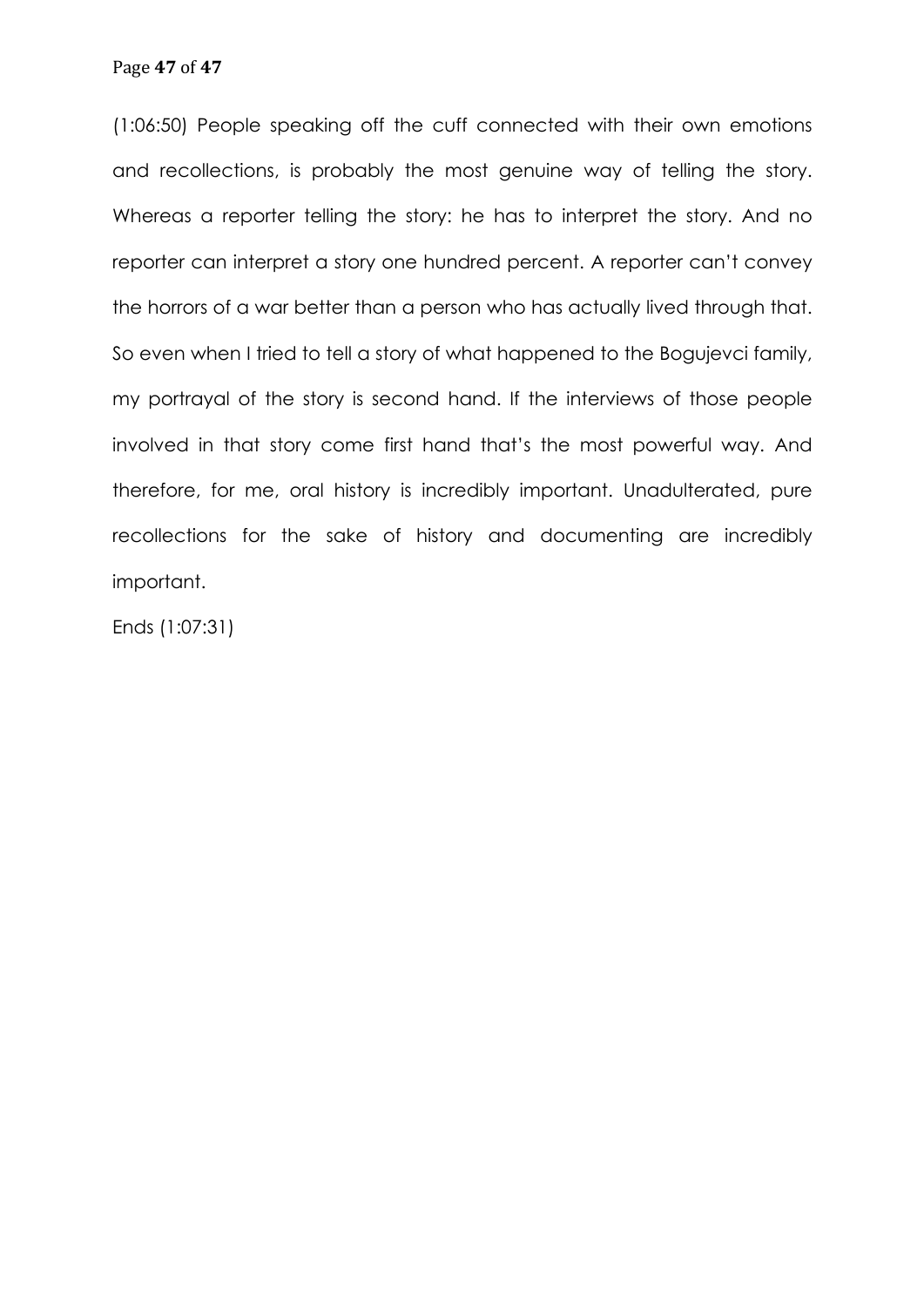(1:06:50) People speaking off the cuff connected with their own emotions and recollections, is probably the most genuine way of telling the story. Whereas a reporter telling the story: he has to interpret the story. And no reporter can interpret a story one hundred percent. A reporter can't convey the horrors of a war better than a person who has actually lived through that. So even when I tried to tell a story of what happened to the Bogujevci family, my portrayal of the story is second hand. If the interviews of those people involved in that story come first hand that's the most powerful way. And therefore, for me, oral history is incredibly important. Unadulterated, pure recollections for the sake of history and documenting are incredibly important.

Ends (1:07:31)